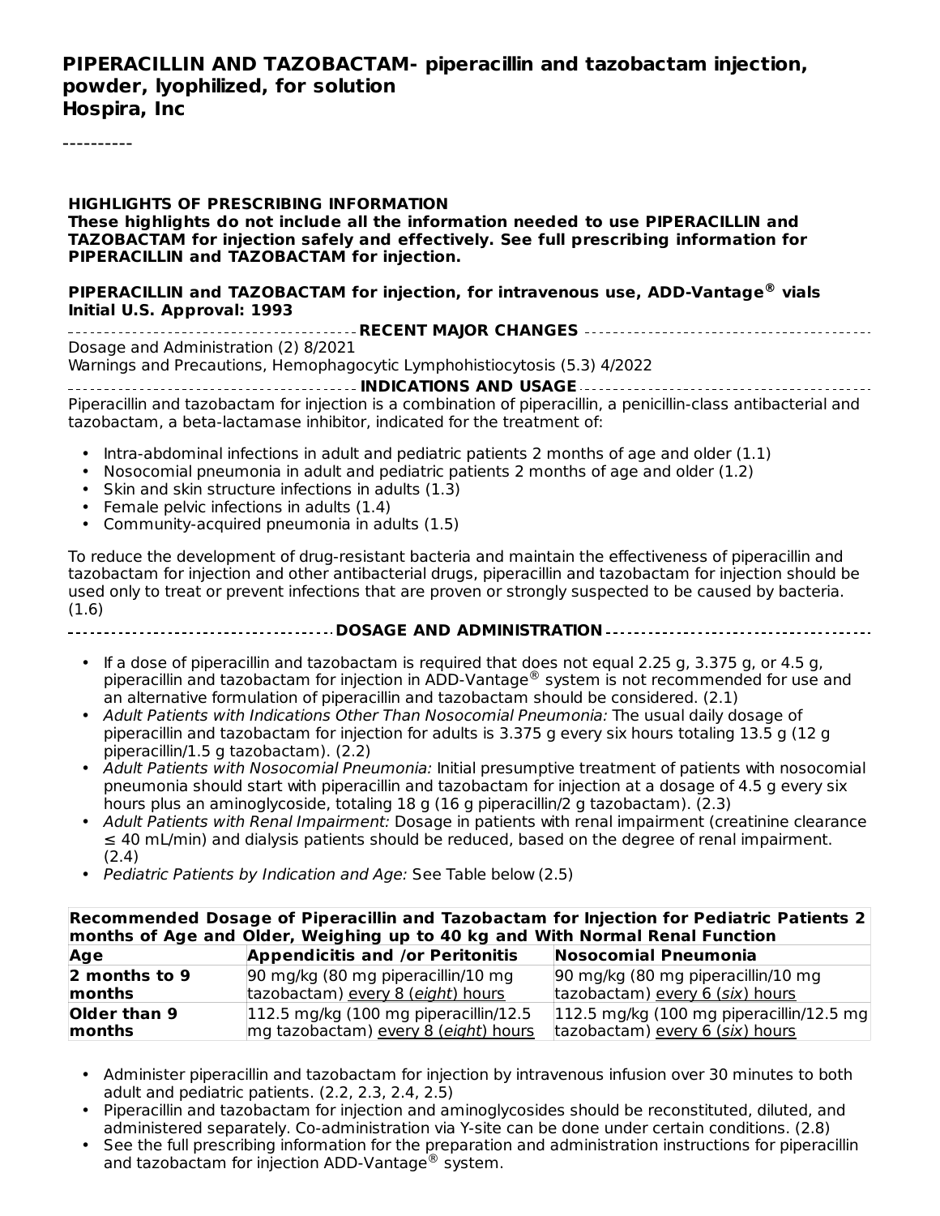# PIPERACILLIN AND TAZOBACTAM- piperacillin and tazobactam injection, powder, lyophilized, for solution
**Hospira, Inc**

----------

**HIGHLIGHTS OF PRESCRIBING INFORMATION**
**These highlights do not include all the information needed to use PIPERACILLIN and TAZOBACTAM for injection safely and effectively. See full prescribing information for PIPERACILLIN and TAZOBACTAM for injection.**

**PIPERACILLIN and TAZOBACTAM for injection, for intravenous use, ADD-Vantage® vials**
**Initial U.S. Approval: 1993**

## RECENT MAJOR CHANGES

Dosage and Administration (2) 8/2021
Warnings and Precautions, Hemophagocytic Lymphohistiocytosis (5.3) 4/2022

## INDICATIONS AND USAGE

Piperacillin and tazobactam for injection is a combination of piperacillin, a penicillin-class antibacterial and tazobactam, a beta-lactamase inhibitor, indicated for the treatment of:

- Intra-abdominal infections in adult and pediatric patients 2 months of age and older (1.1)
- Nosocomial pneumonia in adult and pediatric patients 2 months of age and older (1.2)
- Skin and skin structure infections in adults (1.3)
- Female pelvic infections in adults (1.4)
- Community-acquired pneumonia in adults (1.5)

To reduce the development of drug-resistant bacteria and maintain the effectiveness of piperacillin and tazobactam for injection and other antibacterial drugs, piperacillin and tazobactam for injection should be used only to treat or prevent infections that are proven or strongly suspected to be caused by bacteria. (1.6)

## DOSAGE AND ADMINISTRATION

- If a dose of piperacillin and tazobactam is required that does not equal 2.25 g, 3.375 g, or 4.5 g, piperacillin and tazobactam for injection in ADD-Vantage® system is not recommended for use and an alternative formulation of piperacillin and tazobactam should be considered. (2.1)
- *Adult Patients with Indications Other Than Nosocomial Pneumonia:* The usual daily dosage of piperacillin and tazobactam for injection for adults is 3.375 g every six hours totaling 13.5 g (12 g piperacillin/1.5 g tazobactam). (2.2)
- *Adult Patients with Nosocomial Pneumonia:* Initial presumptive treatment of patients with nosocomial pneumonia should start with piperacillin and tazobactam for injection at a dosage of 4.5 g every six hours plus an aminoglycoside, totaling 18 g (16 g piperacillin/2 g tazobactam). (2.3)
- *Adult Patients with Renal Impairment:* Dosage in patients with renal impairment (creatinine clearance ≤ 40 mL/min) and dialysis patients should be reduced, based on the degree of renal impairment. (2.4)
- *Pediatric Patients by Indication and Age:* See Table below (2.5)

| **Recommended Dosage of Piperacillin and Tazobactam for Injection for Pediatric Patients 2 months of Age and Older, Weighing up to 40 kg and With Normal Renal Function** | | |
|---|---|---|
| **Age** | **Appendicitis and /or Peritonitis** | **Nosocomial Pneumonia** |
| **2 months to 9 months** | 90 mg/kg (80 mg piperacillin/10 mg tazobactam) every 8 (*eight*) hours | 90 mg/kg (80 mg piperacillin/10 mg tazobactam) every 6 (*six*) hours |
| **Older than 9 months** | 112.5 mg/kg (100 mg piperacillin/12.5 mg tazobactam) every 8 (*eight*) hours | 112.5 mg/kg (100 mg piperacillin/12.5 mg tazobactam) every 6 (*six*) hours |

- Administer piperacillin and tazobactam for injection by intravenous infusion over 30 minutes to both adult and pediatric patients. (2.2, 2.3, 2.4, 2.5)
- Piperacillin and tazobactam for injection and aminoglycosides should be reconstituted, diluted, and administered separately. Co-administration via Y-site can be done under certain conditions. (2.8)
- See the full prescribing information for the preparation and administration instructions for piperacillin and tazobactam for injection ADD-Vantage® system.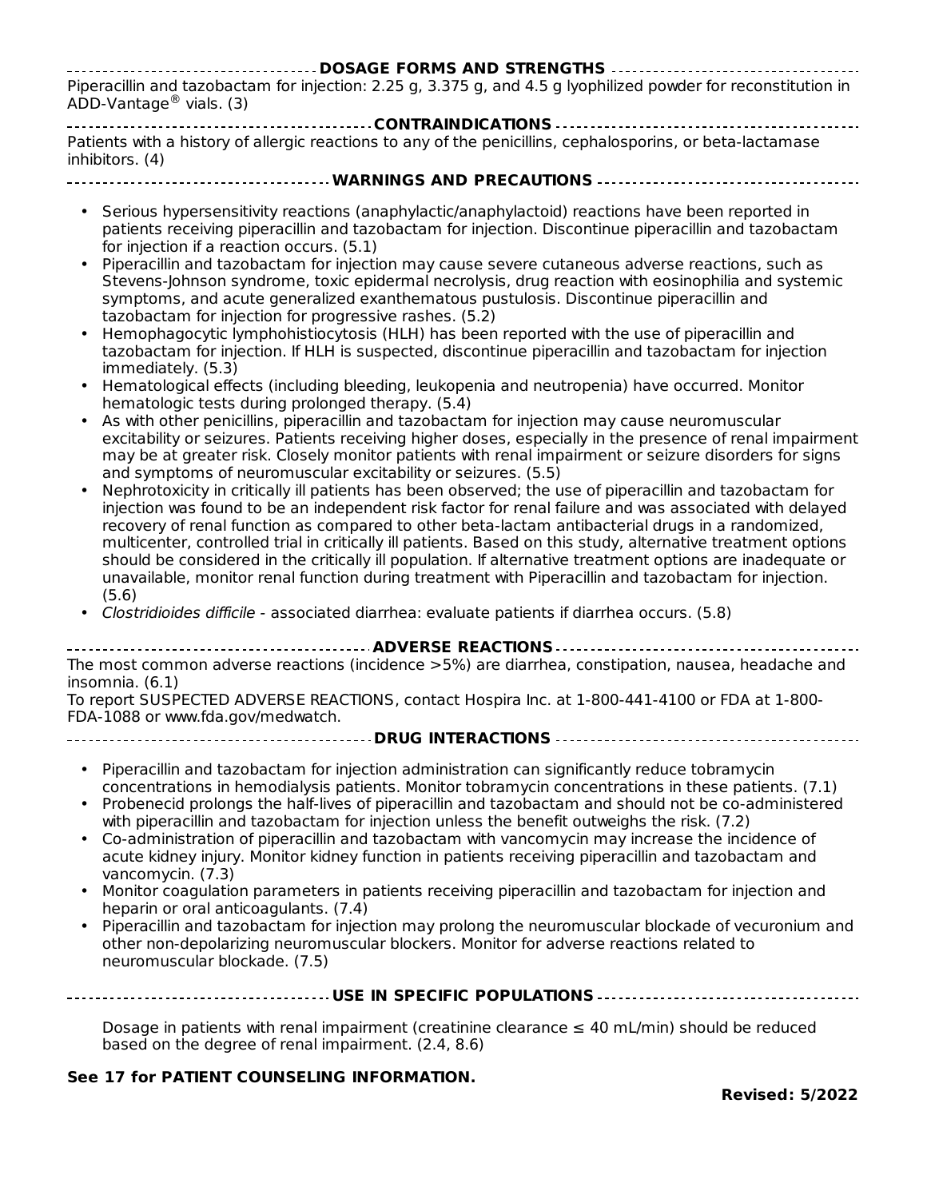## DOSAGE FORMS AND STRENGTHS

Piperacillin and tazobactam for injection: 2.25 g, 3.375 g, and 4.5 g lyophilized powder for reconstitution in ADD-Vantage® vials. (3)

## CONTRAINDICATIONS

Patients with a history of allergic reactions to any of the penicillins, cephalosporins, or beta-lactamase inhibitors. (4)

## WARNINGS AND PRECAUTIONS

- Serious hypersensitivity reactions (anaphylactic/anaphylactoid) reactions have been reported in patients receiving piperacillin and tazobactam for injection. Discontinue piperacillin and tazobactam for injection if a reaction occurs. (5.1)
- Piperacillin and tazobactam for injection may cause severe cutaneous adverse reactions, such as Stevens-Johnson syndrome, toxic epidermal necrolysis, drug reaction with eosinophilia and systemic symptoms, and acute generalized exanthematous pustulosis. Discontinue piperacillin and tazobactam for injection for progressive rashes. (5.2)
- Hemophagocytic lymphohistiocytosis (HLH) has been reported with the use of piperacillin and tazobactam for injection. If HLH is suspected, discontinue piperacillin and tazobactam for injection immediately. (5.3)
- Hematological effects (including bleeding, leukopenia and neutropenia) have occurred. Monitor hematologic tests during prolonged therapy. (5.4)
- As with other penicillins, piperacillin and tazobactam for injection may cause neuromuscular excitability or seizures. Patients receiving higher doses, especially in the presence of renal impairment may be at greater risk. Closely monitor patients with renal impairment or seizure disorders for signs and symptoms of neuromuscular excitability or seizures. (5.5)
- Nephrotoxicity in critically ill patients has been observed; the use of piperacillin and tazobactam for injection was found to be an independent risk factor for renal failure and was associated with delayed recovery of renal function as compared to other beta-lactam antibacterial drugs in a randomized, multicenter, controlled trial in critically ill patients. Based on this study, alternative treatment options should be considered in the critically ill population. If alternative treatment options are inadequate or unavailable, monitor renal function during treatment with Piperacillin and tazobactam for injection. (5.6)
- *Clostridioides difficile* - associated diarrhea: evaluate patients if diarrhea occurs. (5.8)

## ADVERSE REACTIONS

The most common adverse reactions (incidence >5%) are diarrhea, constipation, nausea, headache and insomnia. (6.1)

To report SUSPECTED ADVERSE REACTIONS, contact Hospira Inc. at 1-800-441-4100 or FDA at 1-800-FDA-1088 or www.fda.gov/medwatch.

## DRUG INTERACTIONS

- Piperacillin and tazobactam for injection administration can significantly reduce tobramycin concentrations in hemodialysis patients. Monitor tobramycin concentrations in these patients. (7.1)
- Probenecid prolongs the half-lives of piperacillin and tazobactam and should not be co-administered with piperacillin and tazobactam for injection unless the benefit outweighs the risk. (7.2)
- Co-administration of piperacillin and tazobactam with vancomycin may increase the incidence of acute kidney injury. Monitor kidney function in patients receiving piperacillin and tazobactam and vancomycin. (7.3)
- Monitor coagulation parameters in patients receiving piperacillin and tazobactam for injection and heparin or oral anticoagulants. (7.4)
- Piperacillin and tazobactam for injection may prolong the neuromuscular blockade of vecuronium and other non-depolarizing neuromuscular blockers. Monitor for adverse reactions related to neuromuscular blockade. (7.5)

## USE IN SPECIFIC POPULATIONS

Dosage in patients with renal impairment (creatinine clearance ≤ 40 mL/min) should be reduced based on the degree of renal impairment. (2.4, 8.6)

**See 17 for PATIENT COUNSELING INFORMATION.**

**Revised: 5/2022**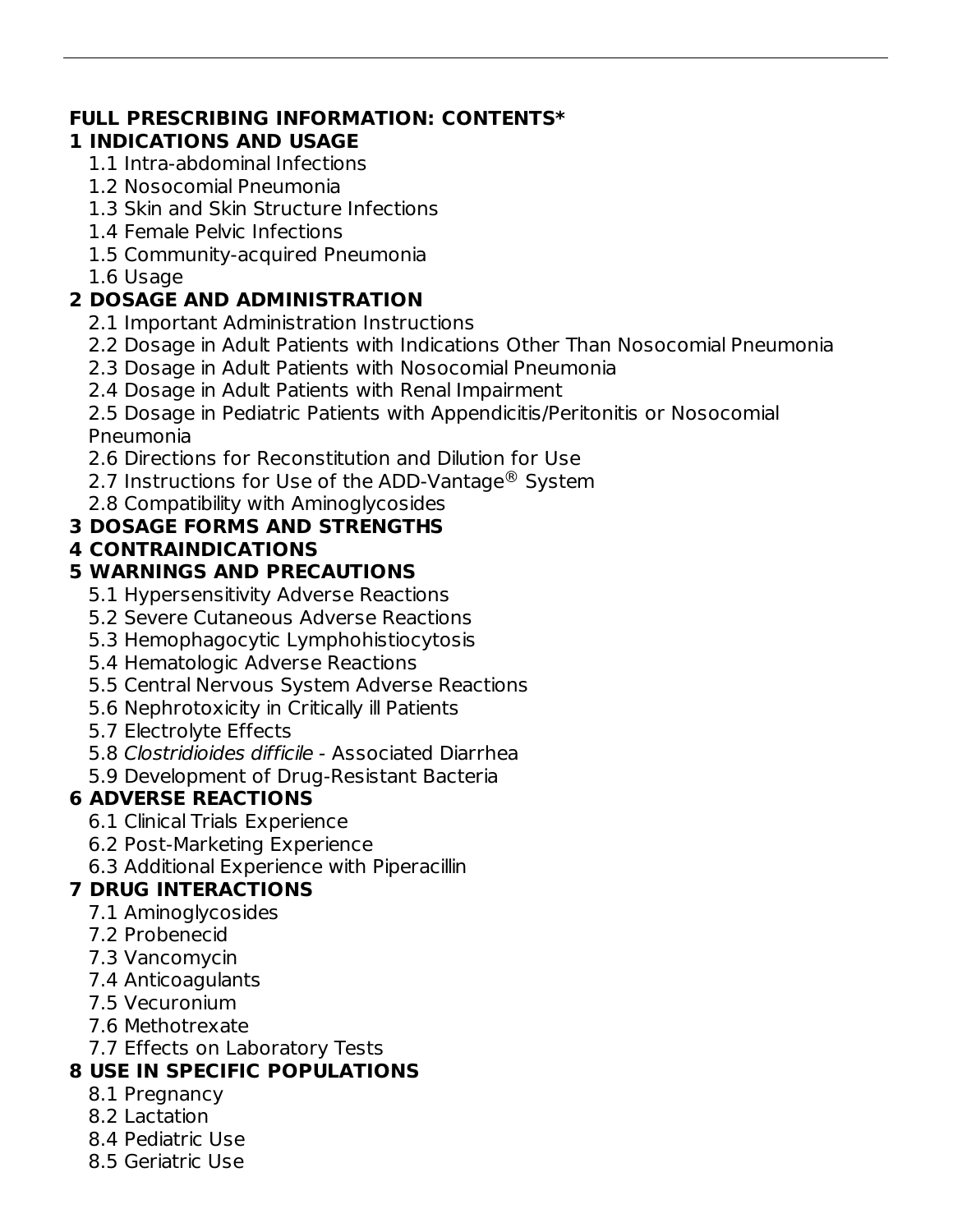**FULL PRESCRIBING INFORMATION: CONTENTS***

**1 INDICATIONS AND USAGE**

- 1.1 Intra-abdominal Infections
- 1.2 Nosocomial Pneumonia
- 1.3 Skin and Skin Structure Infections
- 1.4 Female Pelvic Infections
- 1.5 Community-acquired Pneumonia
- 1.6 Usage

**2 DOSAGE AND ADMINISTRATION**

- 2.1 Important Administration Instructions
- 2.2 Dosage in Adult Patients with Indications Other Than Nosocomial Pneumonia
- 2.3 Dosage in Adult Patients with Nosocomial Pneumonia
- 2.4 Dosage in Adult Patients with Renal Impairment
- 2.5 Dosage in Pediatric Patients with Appendicitis/Peritonitis or Nosocomial Pneumonia
- 2.6 Directions for Reconstitution and Dilution for Use
- 2.7 Instructions for Use of the ADD-Vantage® System
- 2.8 Compatibility with Aminoglycosides

**3 DOSAGE FORMS AND STRENGTHS**

**4 CONTRAINDICATIONS**

**5 WARNINGS AND PRECAUTIONS**

- 5.1 Hypersensitivity Adverse Reactions
- 5.2 Severe Cutaneous Adverse Reactions
- 5.3 Hemophagocytic Lymphohistiocytosis
- 5.4 Hematologic Adverse Reactions
- 5.5 Central Nervous System Adverse Reactions
- 5.6 Nephrotoxicity in Critically ill Patients
- 5.7 Electrolyte Effects
- 5.8 *Clostridioides difficile* - Associated Diarrhea
- 5.9 Development of Drug-Resistant Bacteria

**6 ADVERSE REACTIONS**

- 6.1 Clinical Trials Experience
- 6.2 Post-Marketing Experience
- 6.3 Additional Experience with Piperacillin

**7 DRUG INTERACTIONS**

- 7.1 Aminoglycosides
- 7.2 Probenecid
- 7.3 Vancomycin
- 7.4 Anticoagulants
- 7.5 Vecuronium
- 7.6 Methotrexate
- 7.7 Effects on Laboratory Tests

**8 USE IN SPECIFIC POPULATIONS**

- 8.1 Pregnancy
- 8.2 Lactation
- 8.4 Pediatric Use
- 8.5 Geriatric Use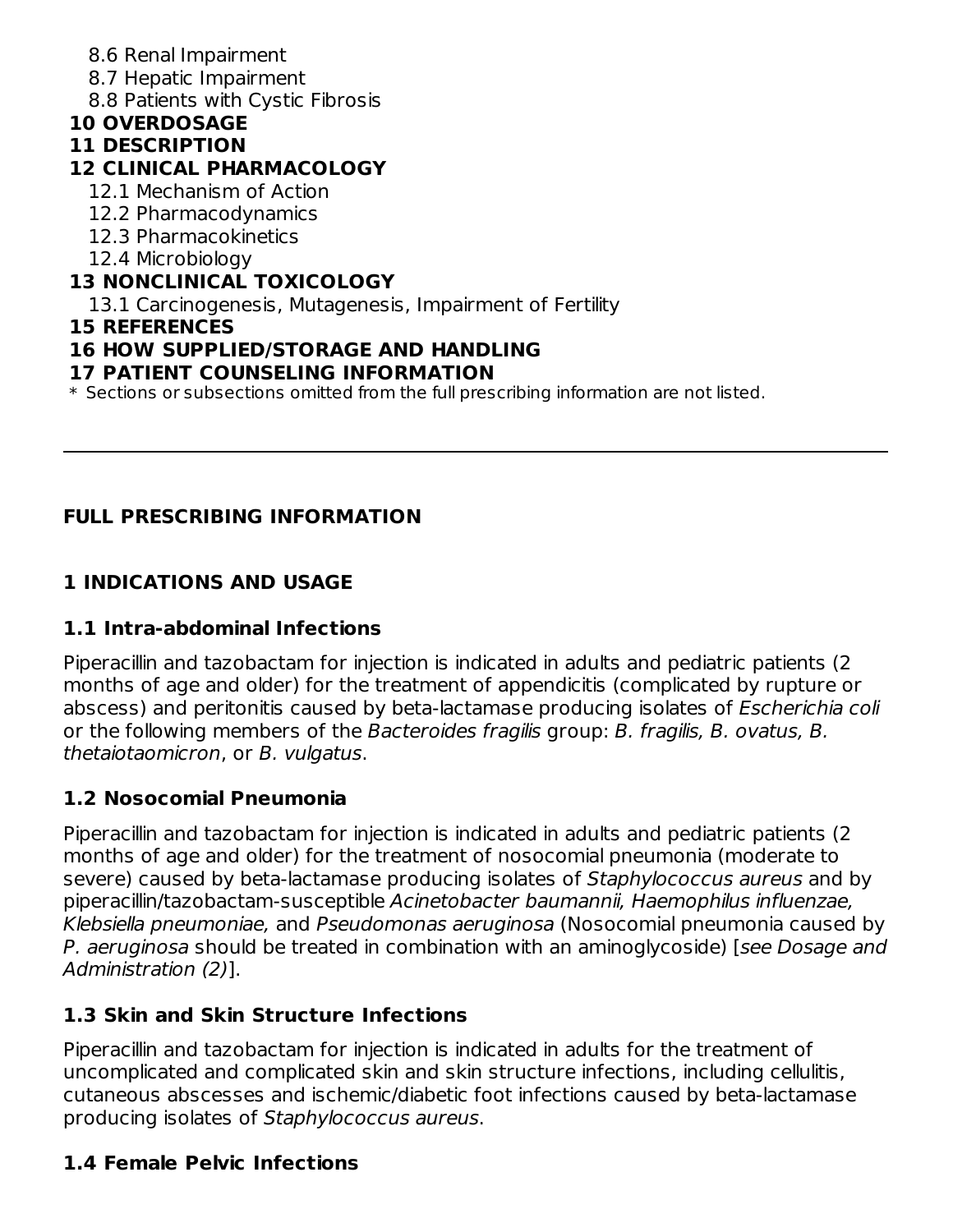8.6 Renal Impairment
8.7 Hepatic Impairment
8.8 Patients with Cystic Fibrosis

**10 OVERDOSAGE**

**11 DESCRIPTION**

**12 CLINICAL PHARMACOLOGY**

12.1 Mechanism of Action
12.2 Pharmacodynamics
12.3 Pharmacokinetics
12.4 Microbiology

**13 NONCLINICAL TOXICOLOGY**

13.1 Carcinogenesis, Mutagenesis, Impairment of Fertility

**15 REFERENCES**

**16 HOW SUPPLIED/STORAGE AND HANDLING**

**17 PATIENT COUNSELING INFORMATION**

\* Sections or subsections omitted from the full prescribing information are not listed.

---

## FULL PRESCRIBING INFORMATION

## 1 INDICATIONS AND USAGE

### 1.1 Intra-abdominal Infections

Piperacillin and tazobactam for injection is indicated in adults and pediatric patients (2 months of age and older) for the treatment of appendicitis (complicated by rupture or abscess) and peritonitis caused by beta-lactamase producing isolates of *Escherichia coli* or the following members of the *Bacteroides fragilis* group: *B. fragilis, B. ovatus, B. thetaiotaomicron*, or *B. vulgatus*.

### 1.2 Nosocomial Pneumonia

Piperacillin and tazobactam for injection is indicated in adults and pediatric patients (2 months of age and older) for the treatment of nosocomial pneumonia (moderate to severe) caused by beta-lactamase producing isolates of *Staphylococcus aureus* and by piperacillin/tazobactam-susceptible *Acinetobacter baumannii, Haemophilus influenzae, Klebsiella pneumoniae,* and *Pseudomonas aeruginosa* (Nosocomial pneumonia caused by *P. aeruginosa* should be treated in combination with an aminoglycoside) [*see Dosage and Administration (2)*].

### 1.3 Skin and Skin Structure Infections

Piperacillin and tazobactam for injection is indicated in adults for the treatment of uncomplicated and complicated skin and skin structure infections, including cellulitis, cutaneous abscesses and ischemic/diabetic foot infections caused by beta-lactamase producing isolates of *Staphylococcus aureus*.

### 1.4 Female Pelvic Infections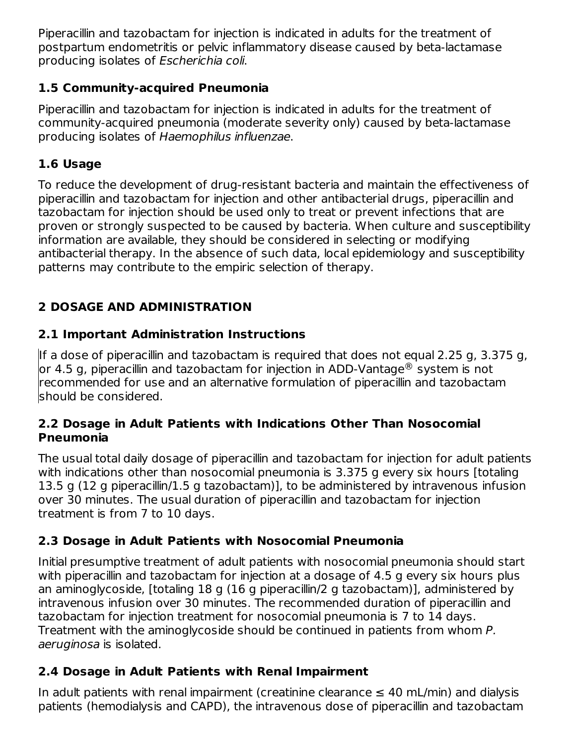Piperacillin and tazobactam for injection is indicated in adults for the treatment of postpartum endometritis or pelvic inflammatory disease caused by beta-lactamase producing isolates of *Escherichia coli*.

### 1.5 Community-acquired Pneumonia

Piperacillin and tazobactam for injection is indicated in adults for the treatment of community-acquired pneumonia (moderate severity only) caused by beta-lactamase producing isolates of *Haemophilus influenzae*.

### 1.6 Usage

To reduce the development of drug-resistant bacteria and maintain the effectiveness of piperacillin and tazobactam for injection and other antibacterial drugs, piperacillin and tazobactam for injection should be used only to treat or prevent infections that are proven or strongly suspected to be caused by bacteria. When culture and susceptibility information are available, they should be considered in selecting or modifying antibacterial therapy. In the absence of such data, local epidemiology and susceptibility patterns may contribute to the empiric selection of therapy.

## 2 DOSAGE AND ADMINISTRATION

### 2.1 Important Administration Instructions

If a dose of piperacillin and tazobactam is required that does not equal 2.25 g, 3.375 g, or 4.5 g, piperacillin and tazobactam for injection in ADD-Vantage® system is not recommended for use and an alternative formulation of piperacillin and tazobactam should be considered.

### 2.2 Dosage in Adult Patients with Indications Other Than Nosocomial Pneumonia

The usual total daily dosage of piperacillin and tazobactam for injection for adult patients with indications other than nosocomial pneumonia is 3.375 g every six hours [totaling 13.5 g (12 g piperacillin/1.5 g tazobactam)], to be administered by intravenous infusion over 30 minutes. The usual duration of piperacillin and tazobactam for injection treatment is from 7 to 10 days.

### 2.3 Dosage in Adult Patients with Nosocomial Pneumonia

Initial presumptive treatment of adult patients with nosocomial pneumonia should start with piperacillin and tazobactam for injection at a dosage of 4.5 g every six hours plus an aminoglycoside, [totaling 18 g (16 g piperacillin/2 g tazobactam)], administered by intravenous infusion over 30 minutes. The recommended duration of piperacillin and tazobactam for injection treatment for nosocomial pneumonia is 7 to 14 days. Treatment with the aminoglycoside should be continued in patients from whom *P. aeruginosa* is isolated.

### 2.4 Dosage in Adult Patients with Renal Impairment

In adult patients with renal impairment (creatinine clearance ≤ 40 mL/min) and dialysis patients (hemodialysis and CAPD), the intravenous dose of piperacillin and tazobactam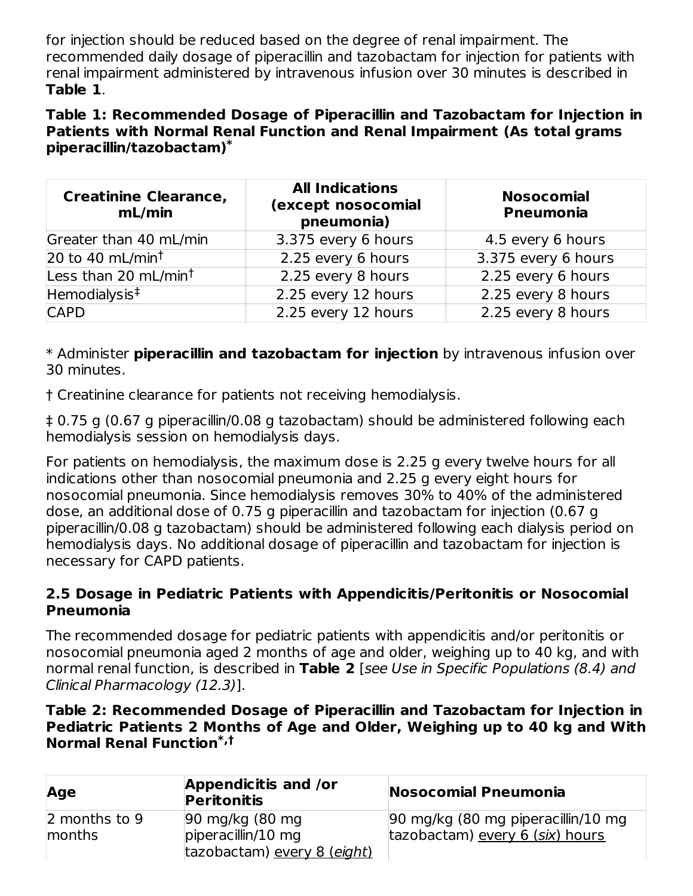for injection should be reduced based on the degree of renal impairment. The recommended daily dosage of piperacillin and tazobactam for injection for patients with renal impairment administered by intravenous infusion over 30 minutes is described in **Table 1**.

**Table 1: Recommended Dosage of Piperacillin and Tazobactam for Injection in Patients with Normal Renal Function and Renal Impairment (As total grams piperacillin/tazobactam)***

| Creatinine Clearance, mL/min | All Indications (except nosocomial pneumonia) | Nosocomial Pneumonia |
|---|---|---|
| Greater than 40 mL/min | 3.375 every 6 hours | 4.5 every 6 hours |
| 20 to 40 mL/min† | 2.25 every 6 hours | 3.375 every 6 hours |
| Less than 20 mL/min† | 2.25 every 8 hours | 2.25 every 6 hours |
| Hemodialysis‡ | 2.25 every 12 hours | 2.25 every 8 hours |
| CAPD | 2.25 every 12 hours | 2.25 every 8 hours |

* Administer **piperacillin and tazobactam for injection** by intravenous infusion over 30 minutes.

† Creatinine clearance for patients not receiving hemodialysis.

‡ 0.75 g (0.67 g piperacillin/0.08 g tazobactam) should be administered following each hemodialysis session on hemodialysis days.

For patients on hemodialysis, the maximum dose is 2.25 g every twelve hours for all indications other than nosocomial pneumonia and 2.25 g every eight hours for nosocomial pneumonia. Since hemodialysis removes 30% to 40% of the administered dose, an additional dose of 0.75 g piperacillin and tazobactam for injection (0.67 g piperacillin/0.08 g tazobactam) should be administered following each dialysis period on hemodialysis days. No additional dosage of piperacillin and tazobactam for injection is necessary for CAPD patients.

### 2.5 Dosage in Pediatric Patients with Appendicitis/Peritonitis or Nosocomial Pneumonia

The recommended dosage for pediatric patients with appendicitis and/or peritonitis or nosocomial pneumonia aged 2 months of age and older, weighing up to 40 kg, and with normal renal function, is described in **Table 2** [*see Use in Specific Populations (8.4) and Clinical Pharmacology (12.3)*].

**Table 2: Recommended Dosage of Piperacillin and Tazobactam for Injection in Pediatric Patients 2 Months of Age and Older, Weighing up to 40 kg and With Normal Renal Function*,†**

| Age | Appendicitis and /or Peritonitis | Nosocomial Pneumonia |
|---|---|---|
| 2 months to 9 months | 90 mg/kg (80 mg piperacillin/10 mg tazobactam) every 8 (*eight*) | 90 mg/kg (80 mg piperacillin/10 mg tazobactam) every 6 (*six*) hours |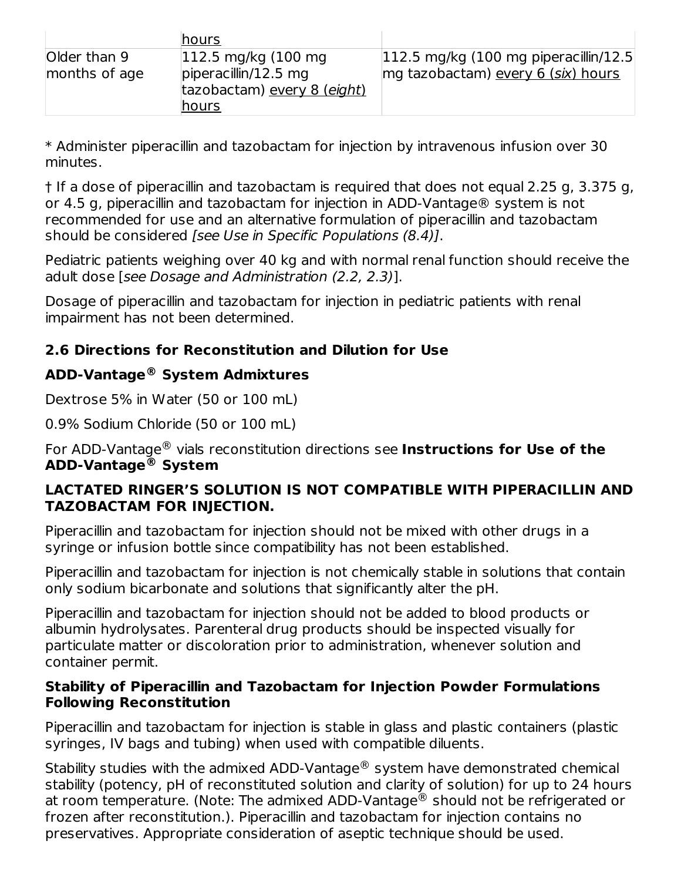| | hours | |
| --- | --- | --- |
| Older than 9 months of age | 112.5 mg/kg (100 mg piperacillin/12.5 mg tazobactam) every 8 (*eight*) hours | 112.5 mg/kg (100 mg piperacillin/12.5 mg tazobactam) every 6 (*six*) hours |

* Administer piperacillin and tazobactam for injection by intravenous infusion over 30 minutes.

† If a dose of piperacillin and tazobactam is required that does not equal 2.25 g, 3.375 g, or 4.5 g, piperacillin and tazobactam for injection in ADD-Vantage® system is not recommended for use and an alternative formulation of piperacillin and tazobactam should be considered *[see Use in Specific Populations (8.4)]*.

Pediatric patients weighing over 40 kg and with normal renal function should receive the adult dose [*see Dosage and Administration (2.2, 2.3)*].

Dosage of piperacillin and tazobactam for injection in pediatric patients with renal impairment has not been determined.

### 2.6 Directions for Reconstitution and Dilution for Use

**ADD-Vantage® System Admixtures**

Dextrose 5% in Water (50 or 100 mL)

0.9% Sodium Chloride (50 or 100 mL)

For ADD-Vantage® vials reconstitution directions see **Instructions for Use of the ADD-Vantage® System**

**LACTATED RINGER'S SOLUTION IS NOT COMPATIBLE WITH PIPERACILLIN AND TAZOBACTAM FOR INJECTION.**

Piperacillin and tazobactam for injection should not be mixed with other drugs in a syringe or infusion bottle since compatibility has not been established.

Piperacillin and tazobactam for injection is not chemically stable in solutions that contain only sodium bicarbonate and solutions that significantly alter the pH.

Piperacillin and tazobactam for injection should not be added to blood products or albumin hydrolysates. Parenteral drug products should be inspected visually for particulate matter or discoloration prior to administration, whenever solution and container permit.

**Stability of Piperacillin and Tazobactam for Injection Powder Formulations Following Reconstitution**

Piperacillin and tazobactam for injection is stable in glass and plastic containers (plastic syringes, IV bags and tubing) when used with compatible diluents.

Stability studies with the admixed ADD-Vantage® system have demonstrated chemical stability (potency, pH of reconstituted solution and clarity of solution) for up to 24 hours at room temperature. (Note: The admixed ADD-Vantage® should not be refrigerated or frozen after reconstitution.). Piperacillin and tazobactam for injection contains no preservatives. Appropriate consideration of aseptic technique should be used.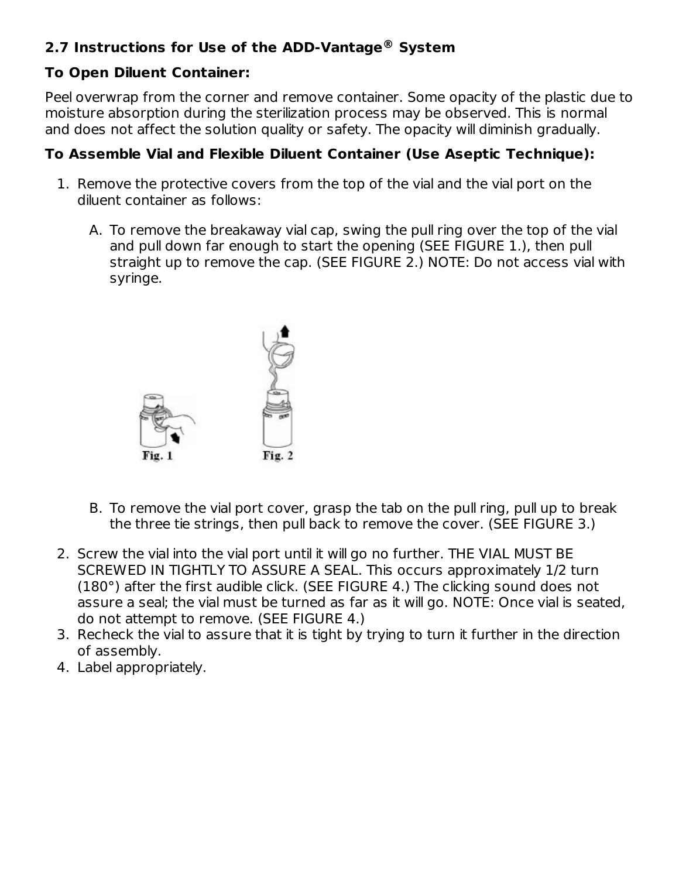### 2.7 Instructions for Use of the ADD-Vantage® System

**To Open Diluent Container:**

Peel overwrap from the corner and remove container. Some opacity of the plastic due to moisture absorption during the sterilization process may be observed. This is normal and does not affect the solution quality or safety. The opacity will diminish gradually.

**To Assemble Vial and Flexible Diluent Container (Use Aseptic Technique):**

1. Remove the protective covers from the top of the vial and the vial port on the diluent container as follows:

   A. To remove the breakaway vial cap, swing the pull ring over the top of the vial and pull down far enough to start the opening (SEE FIGURE 1.), then pull straight up to remove the cap. (SEE FIGURE 2.) NOTE: Do not access vial with syringe.

   Fig. 1 Fig. 2

   B. To remove the vial port cover, grasp the tab on the pull ring, pull up to break the three tie strings, then pull back to remove the cover. (SEE FIGURE 3.)

2. Screw the vial into the vial port until it will go no further. THE VIAL MUST BE SCREWED IN TIGHTLY TO ASSURE A SEAL. This occurs approximately 1/2 turn (180°) after the first audible click. (SEE FIGURE 4.) The clicking sound does not assure a seal; the vial must be turned as far as it will go. NOTE: Once vial is seated, do not attempt to remove. (SEE FIGURE 4.)
3. Recheck the vial to assure that it is tight by trying to turn it further in the direction of assembly.
4. Label appropriately.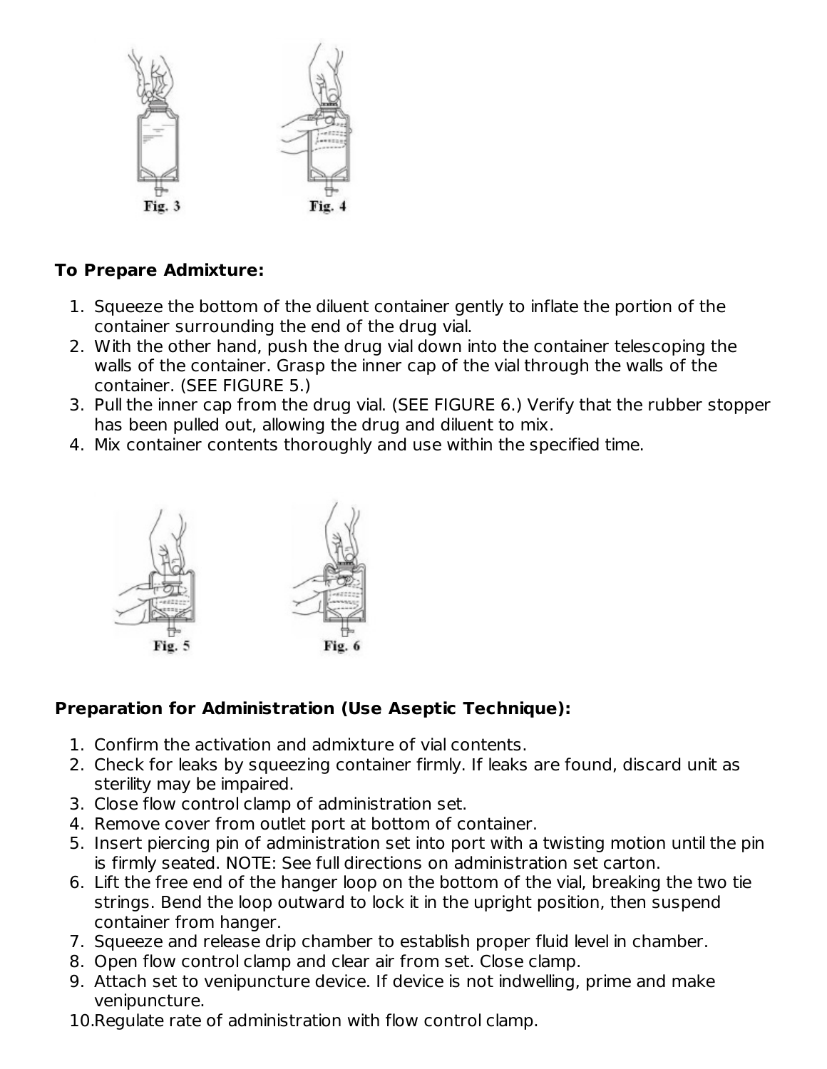Fig. 3

Fig. 4

**To Prepare Admixture:**

1. Squeeze the bottom of the diluent container gently to inflate the portion of the container surrounding the end of the drug vial.
2. With the other hand, push the drug vial down into the container telescoping the walls of the container. Grasp the inner cap of the vial through the walls of the container. (SEE FIGURE 5.)
3. Pull the inner cap from the drug vial. (SEE FIGURE 6.) Verify that the rubber stopper has been pulled out, allowing the drug and diluent to mix.
4. Mix container contents thoroughly and use within the specified time.

Fig. 5

Fig. 6

**Preparation for Administration (Use Aseptic Technique):**

1. Confirm the activation and admixture of vial contents.
2. Check for leaks by squeezing container firmly. If leaks are found, discard unit as sterility may be impaired.
3. Close flow control clamp of administration set.
4. Remove cover from outlet port at bottom of container.
5. Insert piercing pin of administration set into port with a twisting motion until the pin is firmly seated. NOTE: See full directions on administration set carton.
6. Lift the free end of the hanger loop on the bottom of the vial, breaking the two tie strings. Bend the loop outward to lock it in the upright position, then suspend container from hanger.
7. Squeeze and release drip chamber to establish proper fluid level in chamber.
8. Open flow control clamp and clear air from set. Close clamp.
9. Attach set to venipuncture device. If device is not indwelling, prime and make venipuncture.
10. Regulate rate of administration with flow control clamp.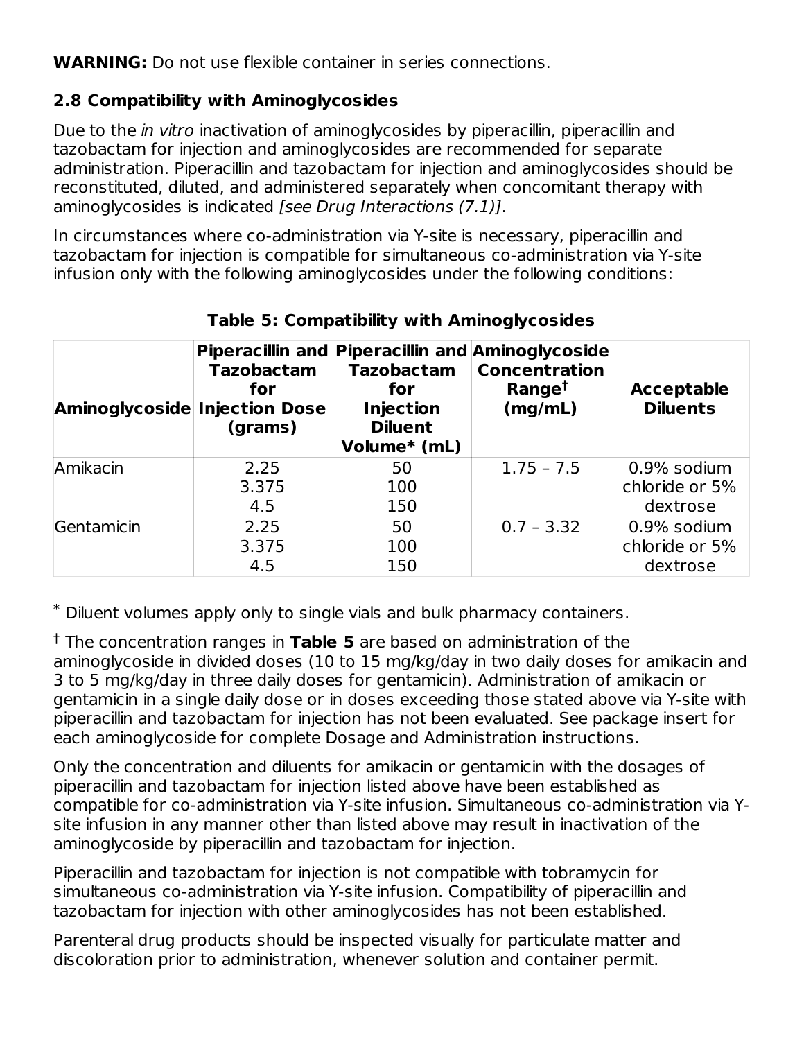**WARNING:** Do not use flexible container in series connections.

### 2.8 Compatibility with Aminoglycosides

Due to the *in vitro* inactivation of aminoglycosides by piperacillin, piperacillin and tazobactam for injection and aminoglycosides are recommended for separate administration. Piperacillin and tazobactam for injection and aminoglycosides should be reconstituted, diluted, and administered separately when concomitant therapy with aminoglycosides is indicated *[see Drug Interactions (7.1)]*.

In circumstances where co-administration via Y-site is necessary, piperacillin and tazobactam for injection is compatible for simultaneous co-administration via Y-site infusion only with the following aminoglycosides under the following conditions:

**Table 5: Compatibility with Aminoglycosides**

| Aminoglycoside | Piperacillin and Tazobactam for Injection Dose (grams) | Piperacillin and Tazobactam for Injection Diluent Volume* (mL) | Aminoglycoside Concentration Range† (mg/mL) | Acceptable Diluents |
|---|---|---|---|---|
| Amikacin | 2.25<br>3.375<br>4.5 | 50<br>100<br>150 | 1.75 – 7.5 | 0.9% sodium chloride or 5% dextrose |
| Gentamicin | 2.25<br>3.375<br>4.5 | 50<br>100<br>150 | 0.7 – 3.32 | 0.9% sodium chloride or 5% dextrose |

\* Diluent volumes apply only to single vials and bulk pharmacy containers.

† The concentration ranges in **Table 5** are based on administration of the aminoglycoside in divided doses (10 to 15 mg/kg/day in two daily doses for amikacin and 3 to 5 mg/kg/day in three daily doses for gentamicin). Administration of amikacin or gentamicin in a single daily dose or in doses exceeding those stated above via Y-site with piperacillin and tazobactam for injection has not been evaluated. See package insert for each aminoglycoside for complete Dosage and Administration instructions.

Only the concentration and diluents for amikacin or gentamicin with the dosages of piperacillin and tazobactam for injection listed above have been established as compatible for co-administration via Y-site infusion. Simultaneous co-administration via Y-site infusion in any manner other than listed above may result in inactivation of the aminoglycoside by piperacillin and tazobactam for injection.

Piperacillin and tazobactam for injection is not compatible with tobramycin for simultaneous co-administration via Y-site infusion. Compatibility of piperacillin and tazobactam for injection with other aminoglycosides has not been established.

Parenteral drug products should be inspected visually for particulate matter and discoloration prior to administration, whenever solution and container permit.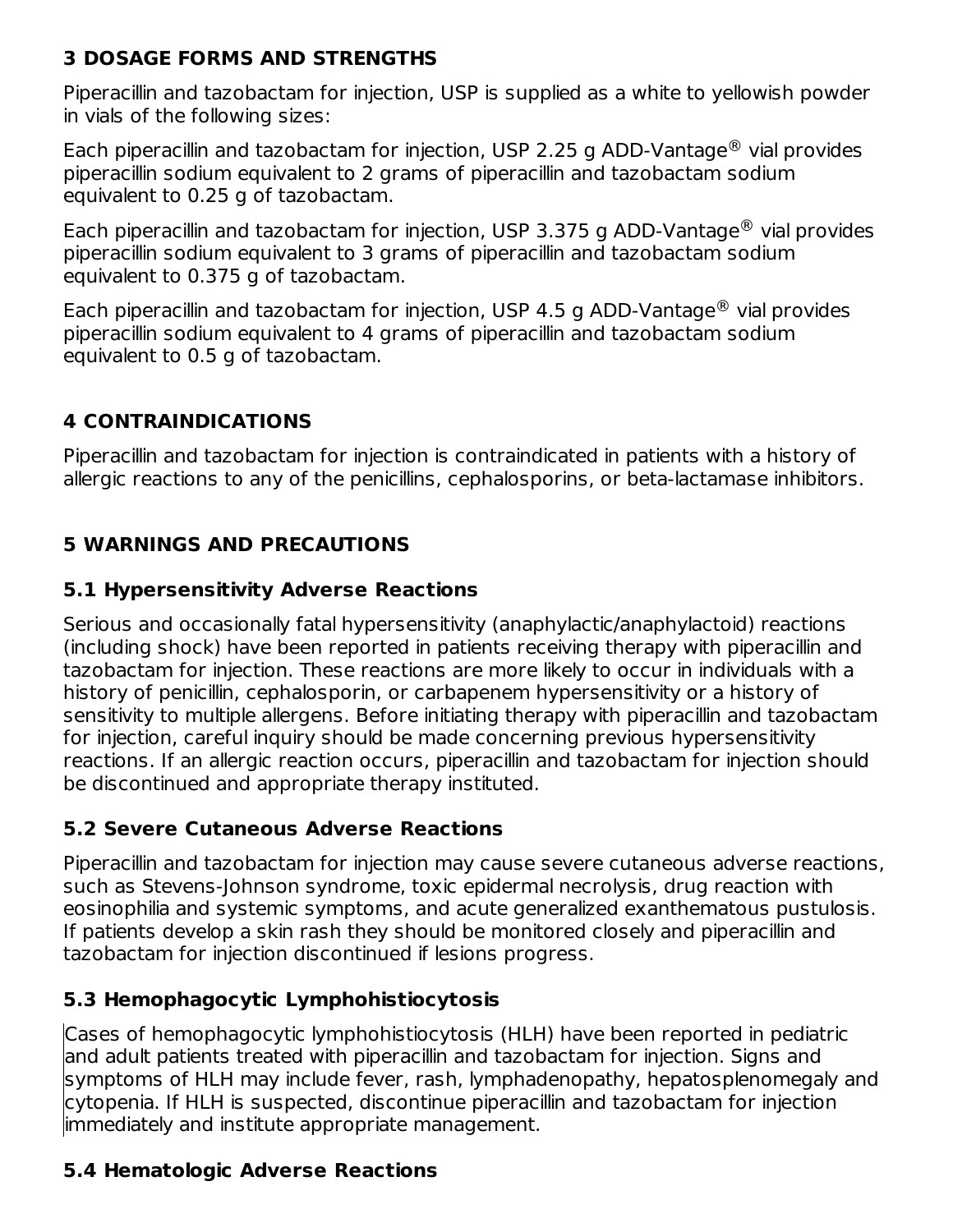## 3 DOSAGE FORMS AND STRENGTHS

Piperacillin and tazobactam for injection, USP is supplied as a white to yellowish powder in vials of the following sizes:

Each piperacillin and tazobactam for injection, USP 2.25 g ADD-Vantage® vial provides piperacillin sodium equivalent to 2 grams of piperacillin and tazobactam sodium equivalent to 0.25 g of tazobactam.

Each piperacillin and tazobactam for injection, USP 3.375 g ADD-Vantage® vial provides piperacillin sodium equivalent to 3 grams of piperacillin and tazobactam sodium equivalent to 0.375 g of tazobactam.

Each piperacillin and tazobactam for injection, USP 4.5 g ADD-Vantage® vial provides piperacillin sodium equivalent to 4 grams of piperacillin and tazobactam sodium equivalent to 0.5 g of tazobactam.

## 4 CONTRAINDICATIONS

Piperacillin and tazobactam for injection is contraindicated in patients with a history of allergic reactions to any of the penicillins, cephalosporins, or beta-lactamase inhibitors.

## 5 WARNINGS AND PRECAUTIONS

### 5.1 Hypersensitivity Adverse Reactions

Serious and occasionally fatal hypersensitivity (anaphylactic/anaphylactoid) reactions (including shock) have been reported in patients receiving therapy with piperacillin and tazobactam for injection. These reactions are more likely to occur in individuals with a history of penicillin, cephalosporin, or carbapenem hypersensitivity or a history of sensitivity to multiple allergens. Before initiating therapy with piperacillin and tazobactam for injection, careful inquiry should be made concerning previous hypersensitivity reactions. If an allergic reaction occurs, piperacillin and tazobactam for injection should be discontinued and appropriate therapy instituted.

### 5.2 Severe Cutaneous Adverse Reactions

Piperacillin and tazobactam for injection may cause severe cutaneous adverse reactions, such as Stevens-Johnson syndrome, toxic epidermal necrolysis, drug reaction with eosinophilia and systemic symptoms, and acute generalized exanthematous pustulosis. If patients develop a skin rash they should be monitored closely and piperacillin and tazobactam for injection discontinued if lesions progress.

### 5.3 Hemophagocytic Lymphohistiocytosis

Cases of hemophagocytic lymphohistiocytosis (HLH) have been reported in pediatric and adult patients treated with piperacillin and tazobactam for injection. Signs and symptoms of HLH may include fever, rash, lymphadenopathy, hepatosplenomegaly and cytopenia. If HLH is suspected, discontinue piperacillin and tazobactam for injection immediately and institute appropriate management.

### 5.4 Hematologic Adverse Reactions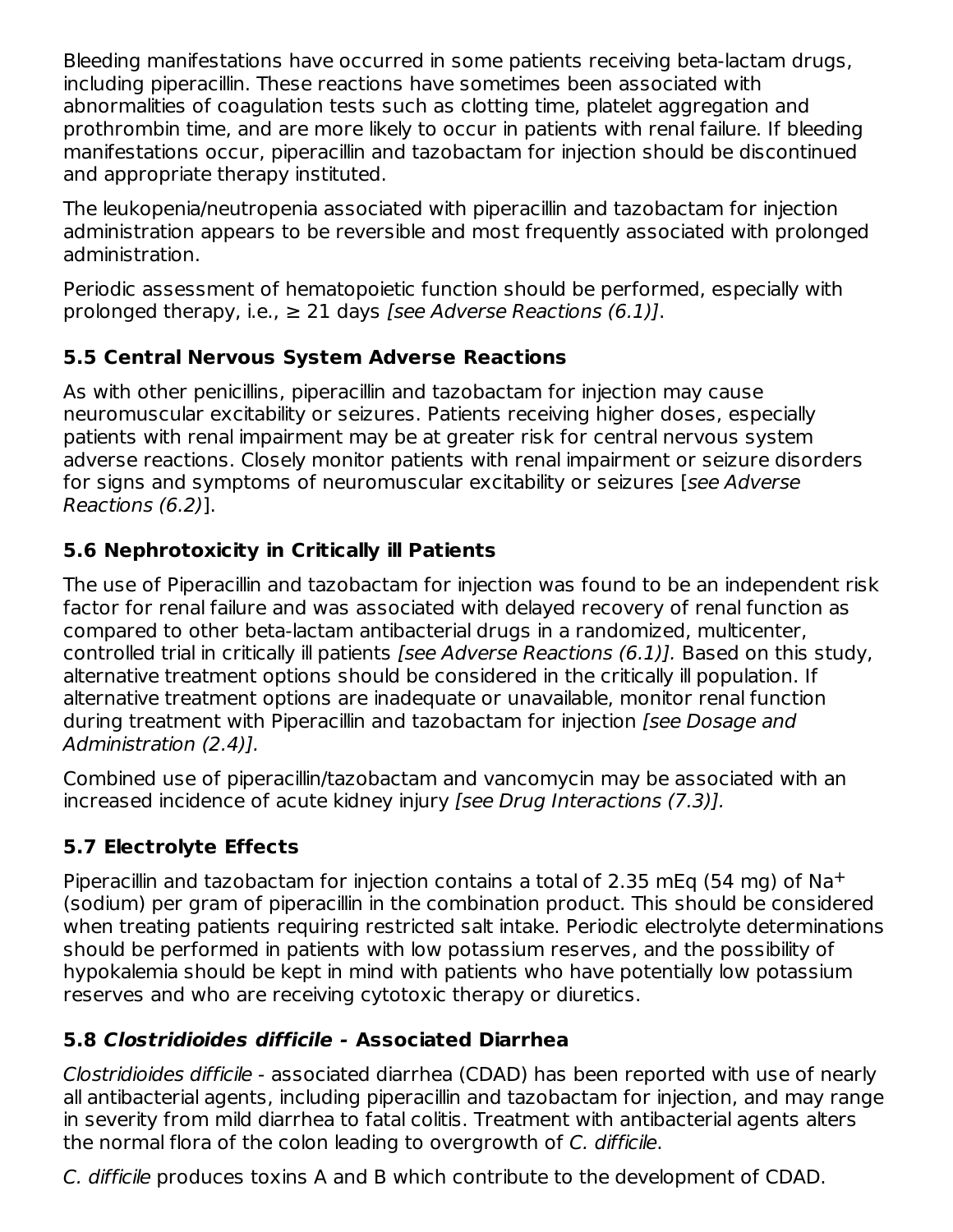Bleeding manifestations have occurred in some patients receiving beta-lactam drugs, including piperacillin. These reactions have sometimes been associated with abnormalities of coagulation tests such as clotting time, platelet aggregation and prothrombin time, and are more likely to occur in patients with renal failure. If bleeding manifestations occur, piperacillin and tazobactam for injection should be discontinued and appropriate therapy instituted.

The leukopenia/neutropenia associated with piperacillin and tazobactam for injection administration appears to be reversible and most frequently associated with prolonged administration.

Periodic assessment of hematopoietic function should be performed, especially with prolonged therapy, i.e., ≥ 21 days *[see Adverse Reactions (6.1)]*.

### 5.5 Central Nervous System Adverse Reactions

As with other penicillins, piperacillin and tazobactam for injection may cause neuromuscular excitability or seizures. Patients receiving higher doses, especially patients with renal impairment may be at greater risk for central nervous system adverse reactions. Closely monitor patients with renal impairment or seizure disorders for signs and symptoms of neuromuscular excitability or seizures [*see Adverse Reactions (6.2)*].

### 5.6 Nephrotoxicity in Critically ill Patients

The use of Piperacillin and tazobactam for injection was found to be an independent risk factor for renal failure and was associated with delayed recovery of renal function as compared to other beta-lactam antibacterial drugs in a randomized, multicenter, controlled trial in critically ill patients *[see Adverse Reactions (6.1)].* Based on this study, alternative treatment options should be considered in the critically ill population. If alternative treatment options are inadequate or unavailable, monitor renal function during treatment with Piperacillin and tazobactam for injection *[see Dosage and Administration (2.4)].*

Combined use of piperacillin/tazobactam and vancomycin may be associated with an increased incidence of acute kidney injury *[see Drug Interactions (7.3)].*

### 5.7 Electrolyte Effects

Piperacillin and tazobactam for injection contains a total of 2.35 mEq (54 mg) of $Na^+$ (sodium) per gram of piperacillin in the combination product. This should be considered when treating patients requiring restricted salt intake. Periodic electrolyte determinations should be performed in patients with low potassium reserves, and the possibility of hypokalemia should be kept in mind with patients who have potentially low potassium reserves and who are receiving cytotoxic therapy or diuretics.

### 5.8 *Clostridioides difficile* - Associated Diarrhea

*Clostridioides difficile* - associated diarrhea (CDAD) has been reported with use of nearly all antibacterial agents, including piperacillin and tazobactam for injection, and may range in severity from mild diarrhea to fatal colitis. Treatment with antibacterial agents alters the normal flora of the colon leading to overgrowth of *C. difficile*.

*C. difficile* produces toxins A and B which contribute to the development of CDAD.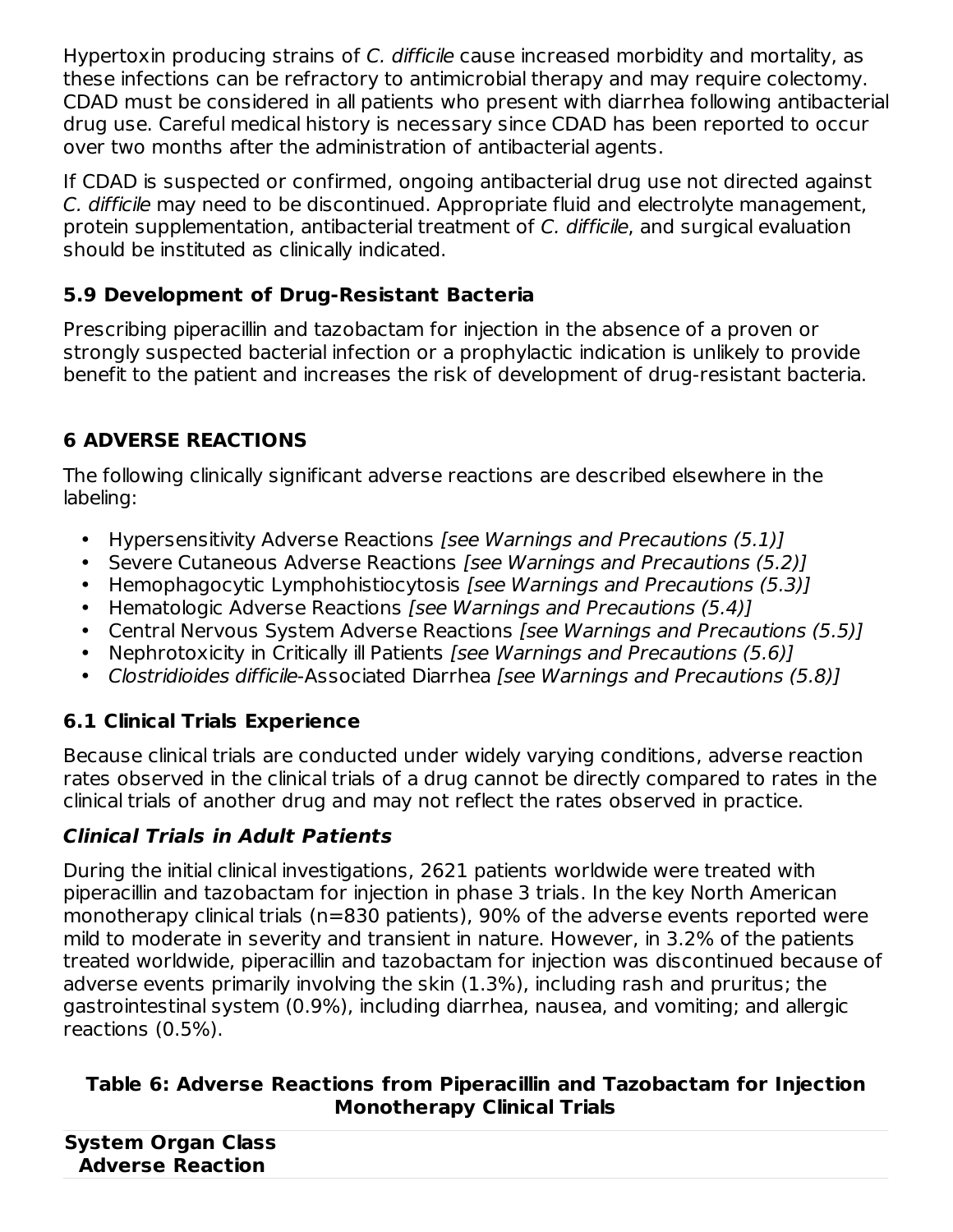Hypertoxin producing strains of *C. difficile* cause increased morbidity and mortality, as these infections can be refractory to antimicrobial therapy and may require colectomy. CDAD must be considered in all patients who present with diarrhea following antibacterial drug use. Careful medical history is necessary since CDAD has been reported to occur over two months after the administration of antibacterial agents.

If CDAD is suspected or confirmed, ongoing antibacterial drug use not directed against *C. difficile* may need to be discontinued. Appropriate fluid and electrolyte management, protein supplementation, antibacterial treatment of *C. difficile*, and surgical evaluation should be instituted as clinically indicated.

### 5.9 Development of Drug-Resistant Bacteria

Prescribing piperacillin and tazobactam for injection in the absence of a proven or strongly suspected bacterial infection or a prophylactic indication is unlikely to provide benefit to the patient and increases the risk of development of drug-resistant bacteria.

## 6 ADVERSE REACTIONS

The following clinically significant adverse reactions are described elsewhere in the labeling:

- Hypersensitivity Adverse Reactions *[see Warnings and Precautions (5.1)]*
- Severe Cutaneous Adverse Reactions *[see Warnings and Precautions (5.2)]*
- Hemophagocytic Lymphohistiocytosis *[see Warnings and Precautions (5.3)]*
- Hematologic Adverse Reactions *[see Warnings and Precautions (5.4)]*
- Central Nervous System Adverse Reactions *[see Warnings and Precautions (5.5)]*
- Nephrotoxicity in Critically ill Patients *[see Warnings and Precautions (5.6)]*
- *Clostridioides difficile*-Associated Diarrhea *[see Warnings and Precautions (5.8)]*

### 6.1 Clinical Trials Experience

Because clinical trials are conducted under widely varying conditions, adverse reaction rates observed in the clinical trials of a drug cannot be directly compared to rates in the clinical trials of another drug and may not reflect the rates observed in practice.

#### *Clinical Trials in Adult Patients*

During the initial clinical investigations, 2621 patients worldwide were treated with piperacillin and tazobactam for injection in phase 3 trials. In the key North American monotherapy clinical trials (n=830 patients), 90% of the adverse events reported were mild to moderate in severity and transient in nature. However, in 3.2% of the patients treated worldwide, piperacillin and tazobactam for injection was discontinued because of adverse events primarily involving the skin (1.3%), including rash and pruritus; the gastrointestinal system (0.9%), including diarrhea, nausea, and vomiting; and allergic reactions (0.5%).

**Table 6: Adverse Reactions from Piperacillin and Tazobactam for Injection Monotherapy Clinical Trials**

| System Organ Class<br>Adverse Reaction |
| --- |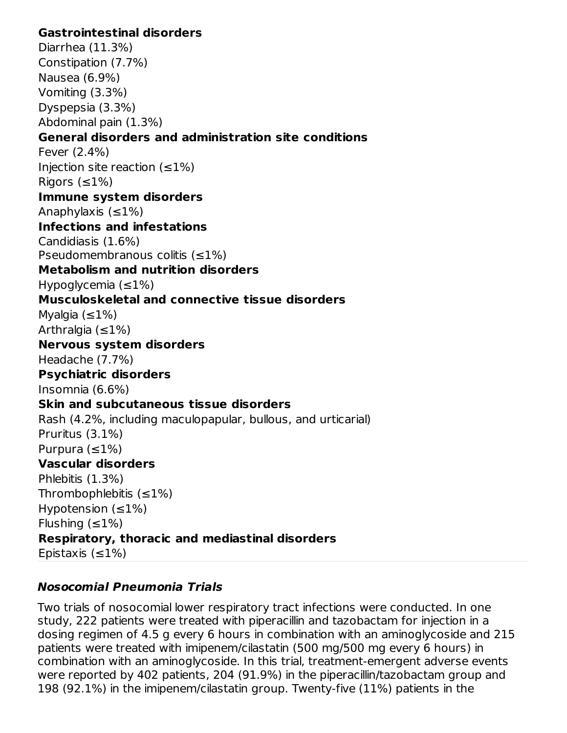**Gastrointestinal disorders**
Diarrhea (11.3%)
Constipation (7.7%)
Nausea (6.9%)
Vomiting (3.3%)
Dyspepsia (3.3%)
Abdominal pain (1.3%)
**General disorders and administration site conditions**
Fever (2.4%)
Injection site reaction (≤1%)
Rigors (≤1%)
**Immune system disorders**
Anaphylaxis (≤1%)
**Infections and infestations**
Candidiasis (1.6%)
Pseudomembranous colitis (≤1%)
**Metabolism and nutrition disorders**
Hypoglycemia (≤1%)
**Musculoskeletal and connective tissue disorders**
Myalgia (≤1%)
Arthralgia (≤1%)
**Nervous system disorders**
Headache (7.7%)
**Psychiatric disorders**
Insomnia (6.6%)
**Skin and subcutaneous tissue disorders**
Rash (4.2%, including maculopapular, bullous, and urticarial)
Pruritus (3.1%)
Purpura (≤1%)
**Vascular disorders**
Phlebitis (1.3%)
Thrombophlebitis (≤1%)
Hypotension (≤1%)
Flushing (≤1%)
**Respiratory, thoracic and mediastinal disorders**
Epistaxis (≤1%)

### *Nosocomial Pneumonia Trials*

Two trials of nosocomial lower respiratory tract infections were conducted. In one study, 222 patients were treated with piperacillin and tazobactam for injection in a dosing regimen of 4.5 g every 6 hours in combination with an aminoglycoside and 215 patients were treated with imipenem/cilastatin (500 mg/500 mg every 6 hours) in combination with an aminoglycoside. In this trial, treatment-emergent adverse events were reported by 402 patients, 204 (91.9%) in the piperacillin/tazobactam group and 198 (92.1%) in the imipenem/cilastatin group. Twenty-five (11%) patients in the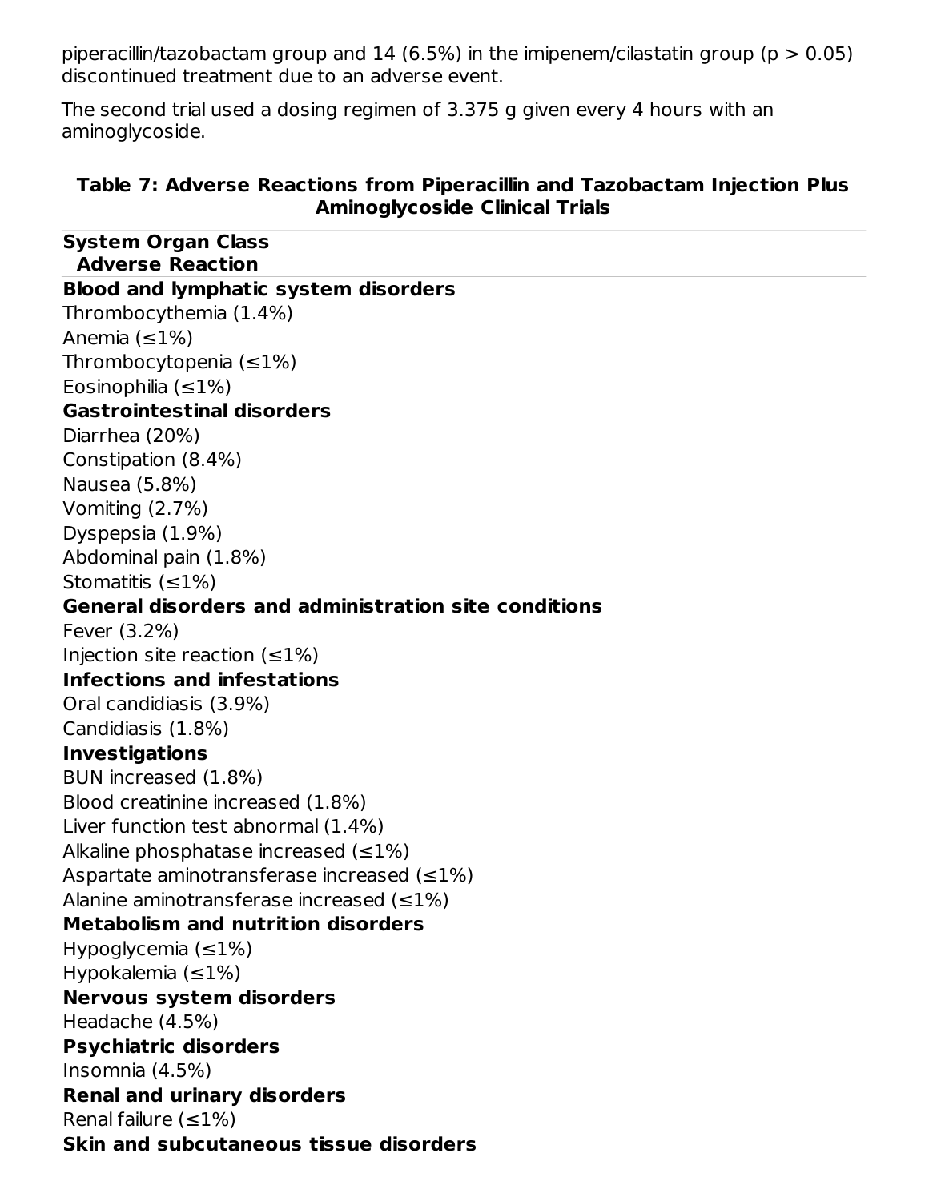piperacillin/tazobactam group and 14 (6.5%) in the imipenem/cilastatin group ($p > 0.05$) discontinued treatment due to an adverse event.

The second trial used a dosing regimen of 3.375 g given every 4 hours with an aminoglycoside.

**Table 7: Adverse Reactions from Piperacillin and Tazobactam Injection Plus Aminoglycoside Clinical Trials**

| System Organ Class<br>Adverse Reaction |
|---|
| **Blood and lymphatic system disorders** |
| Thrombocythemia (1.4%) |
| Anemia (≤1%) |
| Thrombocytopenia (≤1%) |
| Eosinophilia (≤1%) |
| **Gastrointestinal disorders** |
| Diarrhea (20%) |
| Constipation (8.4%) |
| Nausea (5.8%) |
| Vomiting (2.7%) |
| Dyspepsia (1.9%) |
| Abdominal pain (1.8%) |
| Stomatitis (≤1%) |
| **General disorders and administration site conditions** |
| Fever (3.2%) |
| Injection site reaction (≤1%) |
| **Infections and infestations** |
| Oral candidiasis (3.9%) |
| Candidiasis (1.8%) |
| **Investigations** |
| BUN increased (1.8%) |
| Blood creatinine increased (1.8%) |
| Liver function test abnormal (1.4%) |
| Alkaline phosphatase increased (≤1%) |
| Aspartate aminotransferase increased (≤1%) |
| Alanine aminotransferase increased (≤1%) |
| **Metabolism and nutrition disorders** |
| Hypoglycemia (≤1%) |
| Hypokalemia (≤1%) |
| **Nervous system disorders** |
| Headache (4.5%) |
| **Psychiatric disorders** |
| Insomnia (4.5%) |
| **Renal and urinary disorders** |
| Renal failure (≤1%) |
| **Skin and subcutaneous tissue disorders** |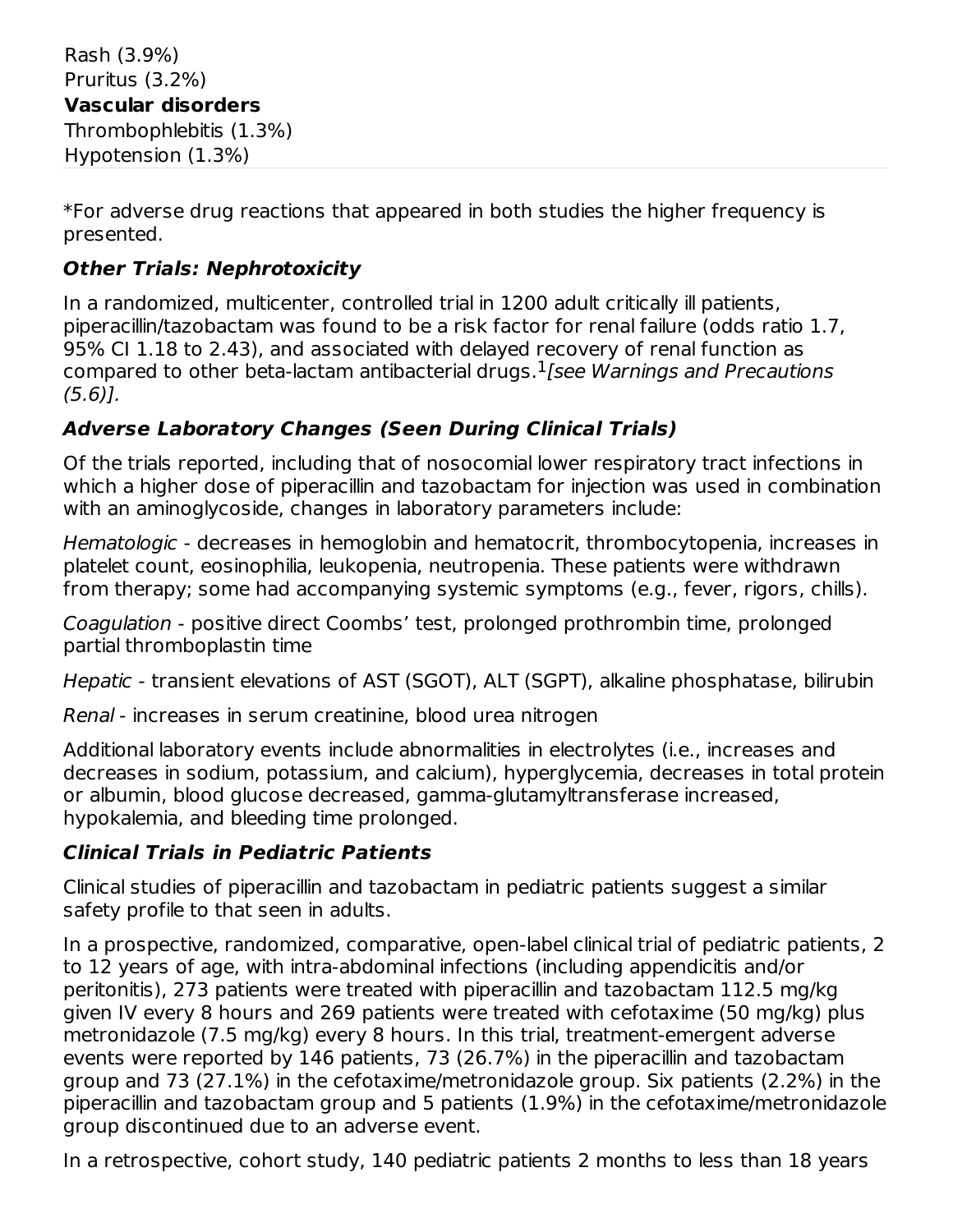Rash (3.9%)
Pruritus (3.2%)
**Vascular disorders**
Thrombophlebitis (1.3%)
Hypotension (1.3%)

*For adverse drug reactions that appeared in both studies the higher frequency is presented.

### *Other Trials: Nephrotoxicity*

In a randomized, multicenter, controlled trial in 1200 adult critically ill patients, piperacillin/tazobactam was found to be a risk factor for renal failure (odds ratio 1.7, 95% CI 1.18 to 2.43), and associated with delayed recovery of renal function as compared to other beta-lactam antibacterial drugs.[1] *[see Warnings and Precautions (5.6)].*

### *Adverse Laboratory Changes (Seen During Clinical Trials)*

Of the trials reported, including that of nosocomial lower respiratory tract infections in which a higher dose of piperacillin and tazobactam for injection was used in combination with an aminoglycoside, changes in laboratory parameters include:

*Hematologic* - decreases in hemoglobin and hematocrit, thrombocytopenia, increases in platelet count, eosinophilia, leukopenia, neutropenia. These patients were withdrawn from therapy; some had accompanying systemic symptoms (e.g., fever, rigors, chills).

*Coagulation* - positive direct Coombs' test, prolonged prothrombin time, prolonged partial thromboplastin time

*Hepatic* - transient elevations of AST (SGOT), ALT (SGPT), alkaline phosphatase, bilirubin

*Renal* - increases in serum creatinine, blood urea nitrogen

Additional laboratory events include abnormalities in electrolytes (i.e., increases and decreases in sodium, potassium, and calcium), hyperglycemia, decreases in total protein or albumin, blood glucose decreased, gamma-glutamyltransferase increased, hypokalemia, and bleeding time prolonged.

### *Clinical Trials in Pediatric Patients*

Clinical studies of piperacillin and tazobactam in pediatric patients suggest a similar safety profile to that seen in adults.

In a prospective, randomized, comparative, open-label clinical trial of pediatric patients, 2 to 12 years of age, with intra-abdominal infections (including appendicitis and/or peritonitis), 273 patients were treated with piperacillin and tazobactam 112.5 mg/kg given IV every 8 hours and 269 patients were treated with cefotaxime (50 mg/kg) plus metronidazole (7.5 mg/kg) every 8 hours. In this trial, treatment-emergent adverse events were reported by 146 patients, 73 (26.7%) in the piperacillin and tazobactam group and 73 (27.1%) in the cefotaxime/metronidazole group. Six patients (2.2%) in the piperacillin and tazobactam group and 5 patients (1.9%) in the cefotaxime/metronidazole group discontinued due to an adverse event.

In a retrospective, cohort study, 140 pediatric patients 2 months to less than 18 years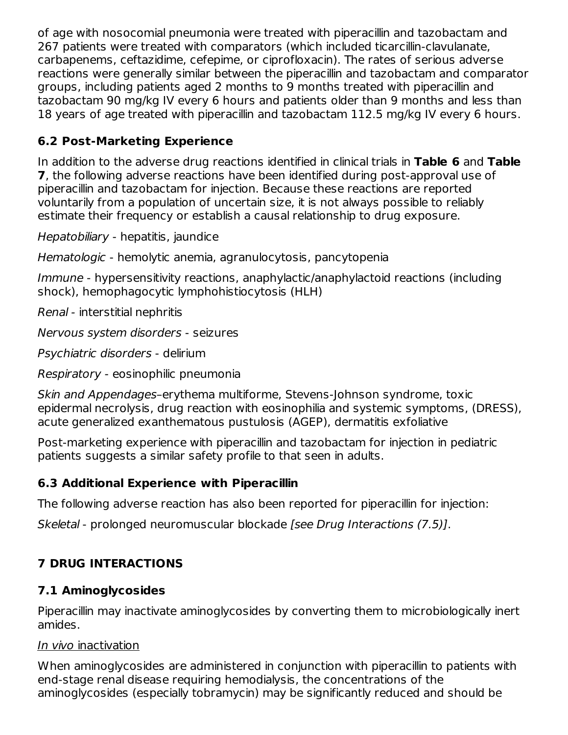of age with nosocomial pneumonia were treated with piperacillin and tazobactam and 267 patients were treated with comparators (which included ticarcillin-clavulanate, carbapenems, ceftazidime, cefepime, or ciprofloxacin). The rates of serious adverse reactions were generally similar between the piperacillin and tazobactam and comparator groups, including patients aged 2 months to 9 months treated with piperacillin and tazobactam 90 mg/kg IV every 6 hours and patients older than 9 months and less than 18 years of age treated with piperacillin and tazobactam 112.5 mg/kg IV every 6 hours.

### 6.2 Post-Marketing Experience

In addition to the adverse drug reactions identified in clinical trials in **Table 6** and **Table 7**, the following adverse reactions have been identified during post-approval use of piperacillin and tazobactam for injection. Because these reactions are reported voluntarily from a population of uncertain size, it is not always possible to reliably estimate their frequency or establish a causal relationship to drug exposure.

*Hepatobiliary* - hepatitis, jaundice

*Hematologic* - hemolytic anemia, agranulocytosis, pancytopenia

*Immune* - hypersensitivity reactions, anaphylactic/anaphylactoid reactions (including shock), hemophagocytic lymphohistiocytosis (HLH)

*Renal* - interstitial nephritis

*Nervous system disorders* - seizures

*Psychiatric disorders* - delirium

*Respiratory* - eosinophilic pneumonia

*Skin and Appendages*–erythema multiforme, Stevens-Johnson syndrome, toxic epidermal necrolysis, drug reaction with eosinophilia and systemic symptoms, (DRESS), acute generalized exanthematous pustulosis (AGEP), dermatitis exfoliative

Post-marketing experience with piperacillin and tazobactam for injection in pediatric patients suggests a similar safety profile to that seen in adults.

### 6.3 Additional Experience with Piperacillin

The following adverse reaction has also been reported for piperacillin for injection:

*Skeletal* - prolonged neuromuscular blockade *[see Drug Interactions (7.5)]*.

## 7 DRUG INTERACTIONS

### 7.1 Aminoglycosides

Piperacillin may inactivate aminoglycosides by converting them to microbiologically inert amides.

*In vivo* inactivation

When aminoglycosides are administered in conjunction with piperacillin to patients with end-stage renal disease requiring hemodialysis, the concentrations of the aminoglycosides (especially tobramycin) may be significantly reduced and should be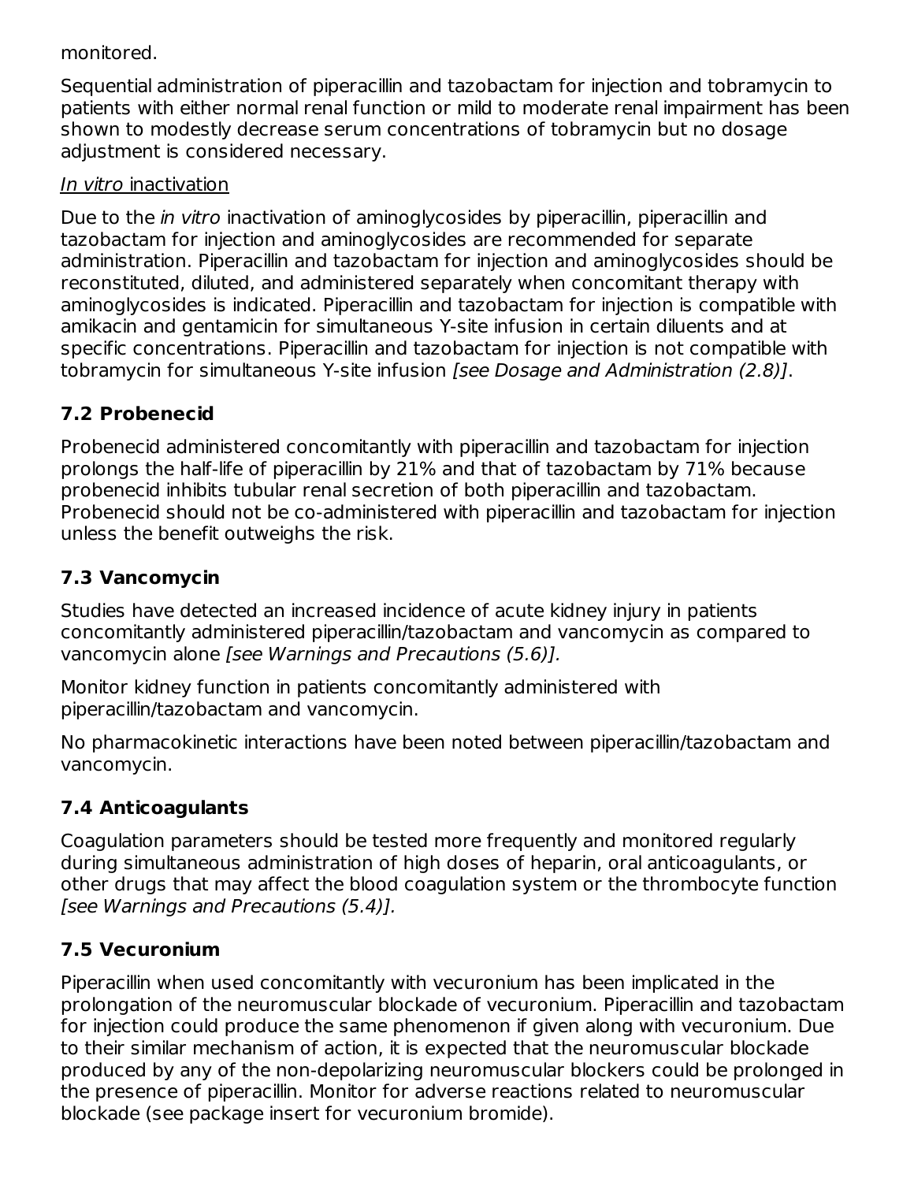monitored.

Sequential administration of piperacillin and tazobactam for injection and tobramycin to patients with either normal renal function or mild to moderate renal impairment has been shown to modestly decrease serum concentrations of tobramycin but no dosage adjustment is considered necessary.

<u>*In vitro* inactivation</u>

Due to the *in vitro* inactivation of aminoglycosides by piperacillin, piperacillin and tazobactam for injection and aminoglycosides are recommended for separate administration. Piperacillin and tazobactam for injection and aminoglycosides should be reconstituted, diluted, and administered separately when concomitant therapy with aminoglycosides is indicated. Piperacillin and tazobactam for injection is compatible with amikacin and gentamicin for simultaneous Y-site infusion in certain diluents and at specific concentrations. Piperacillin and tazobactam for injection is not compatible with tobramycin for simultaneous Y-site infusion *[see Dosage and Administration (2.8)]*.

## 7.2 Probenecid

Probenecid administered concomitantly with piperacillin and tazobactam for injection prolongs the half-life of piperacillin by 21% and that of tazobactam by 71% because probenecid inhibits tubular renal secretion of both piperacillin and tazobactam. Probenecid should not be co-administered with piperacillin and tazobactam for injection unless the benefit outweighs the risk.

## 7.3 Vancomycin

Studies have detected an increased incidence of acute kidney injury in patients concomitantly administered piperacillin/tazobactam and vancomycin as compared to vancomycin alone *[see Warnings and Precautions (5.6)].*

Monitor kidney function in patients concomitantly administered with piperacillin/tazobactam and vancomycin.

No pharmacokinetic interactions have been noted between piperacillin/tazobactam and vancomycin.

## 7.4 Anticoagulants

Coagulation parameters should be tested more frequently and monitored regularly during simultaneous administration of high doses of heparin, oral anticoagulants, or other drugs that may affect the blood coagulation system or the thrombocyte function *[see Warnings and Precautions (5.4)].*

## 7.5 Vecuronium

Piperacillin when used concomitantly with vecuronium has been implicated in the prolongation of the neuromuscular blockade of vecuronium. Piperacillin and tazobactam for injection could produce the same phenomenon if given along with vecuronium. Due to their similar mechanism of action, it is expected that the neuromuscular blockade produced by any of the non-depolarizing neuromuscular blockers could be prolonged in the presence of piperacillin. Monitor for adverse reactions related to neuromuscular blockade (see package insert for vecuronium bromide).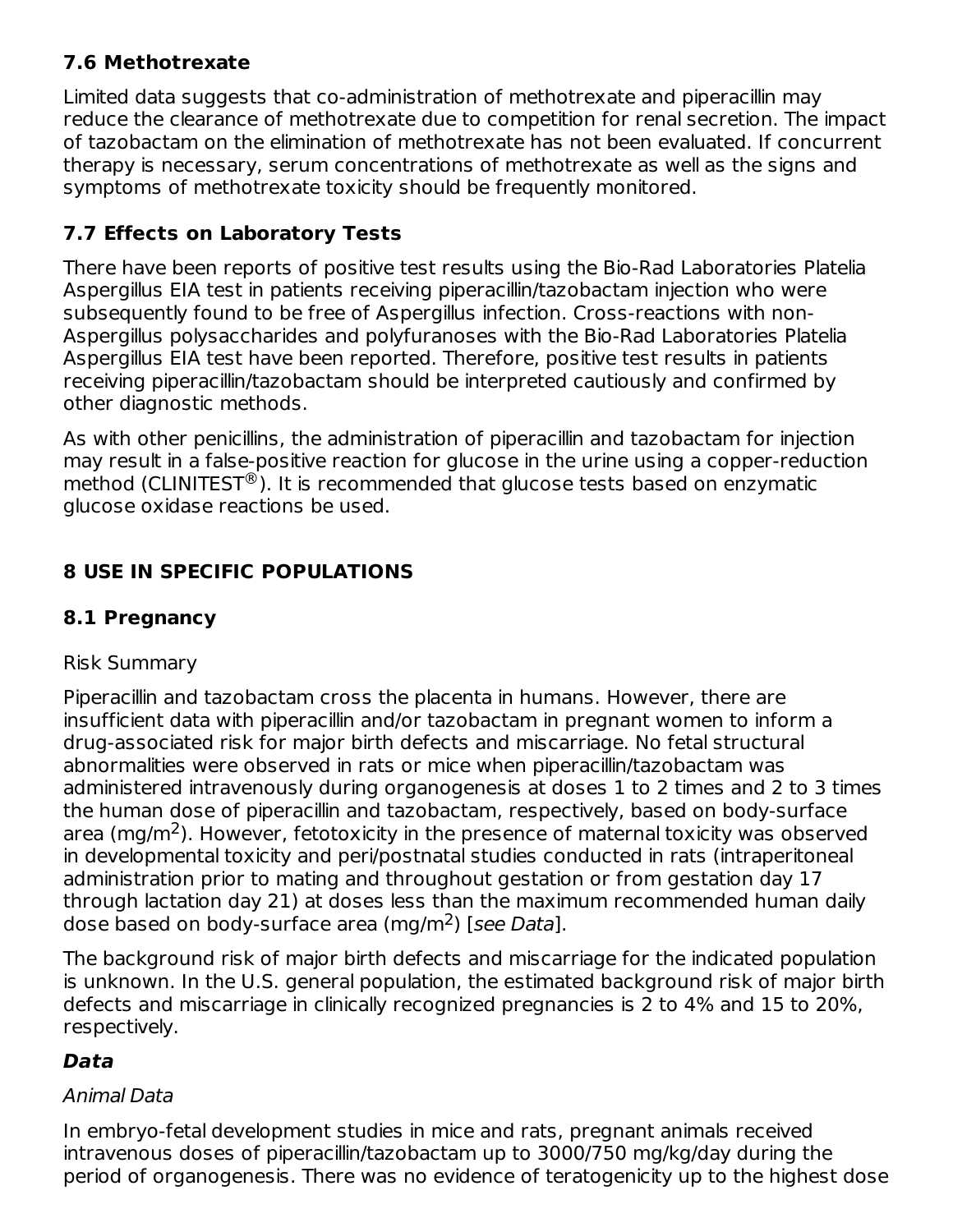### 7.6 Methotrexate

Limited data suggests that co-administration of methotrexate and piperacillin may reduce the clearance of methotrexate due to competition for renal secretion. The impact of tazobactam on the elimination of methotrexate has not been evaluated. If concurrent therapy is necessary, serum concentrations of methotrexate as well as the signs and symptoms of methotrexate toxicity should be frequently monitored.

### 7.7 Effects on Laboratory Tests

There have been reports of positive test results using the Bio-Rad Laboratories Platelia Aspergillus EIA test in patients receiving piperacillin/tazobactam injection who were subsequently found to be free of Aspergillus infection. Cross-reactions with non-Aspergillus polysaccharides and polyfuranoses with the Bio-Rad Laboratories Platelia Aspergillus EIA test have been reported. Therefore, positive test results in patients receiving piperacillin/tazobactam should be interpreted cautiously and confirmed by other diagnostic methods.

As with other penicillins, the administration of piperacillin and tazobactam for injection may result in a false-positive reaction for glucose in the urine using a copper-reduction method (CLINITEST®). It is recommended that glucose tests based on enzymatic glucose oxidase reactions be used.

## 8 USE IN SPECIFIC POPULATIONS

### 8.1 Pregnancy

Risk Summary

Piperacillin and tazobactam cross the placenta in humans. However, there are insufficient data with piperacillin and/or tazobactam in pregnant women to inform a drug-associated risk for major birth defects and miscarriage. No fetal structural abnormalities were observed in rats or mice when piperacillin/tazobactam was administered intravenously during organogenesis at doses 1 to 2 times and 2 to 3 times the human dose of piperacillin and tazobactam, respectively, based on body-surface area ($mg/m^2$). However, fetotoxicity in the presence of maternal toxicity was observed in developmental toxicity and peri/postnatal studies conducted in rats (intraperitoneal administration prior to mating and throughout gestation or from gestation day 17 through lactation day 21) at doses less than the maximum recommended human daily dose based on body-surface area ($mg/m^2$) [*see Data*].

The background risk of major birth defects and miscarriage for the indicated population is unknown. In the U.S. general population, the estimated background risk of major birth defects and miscarriage in clinically recognized pregnancies is 2 to 4% and 15 to 20%, respectively.

***Data***

*Animal Data*

In embryo-fetal development studies in mice and rats, pregnant animals received intravenous doses of piperacillin/tazobactam up to 3000/750 mg/kg/day during the period of organogenesis. There was no evidence of teratogenicity up to the highest dose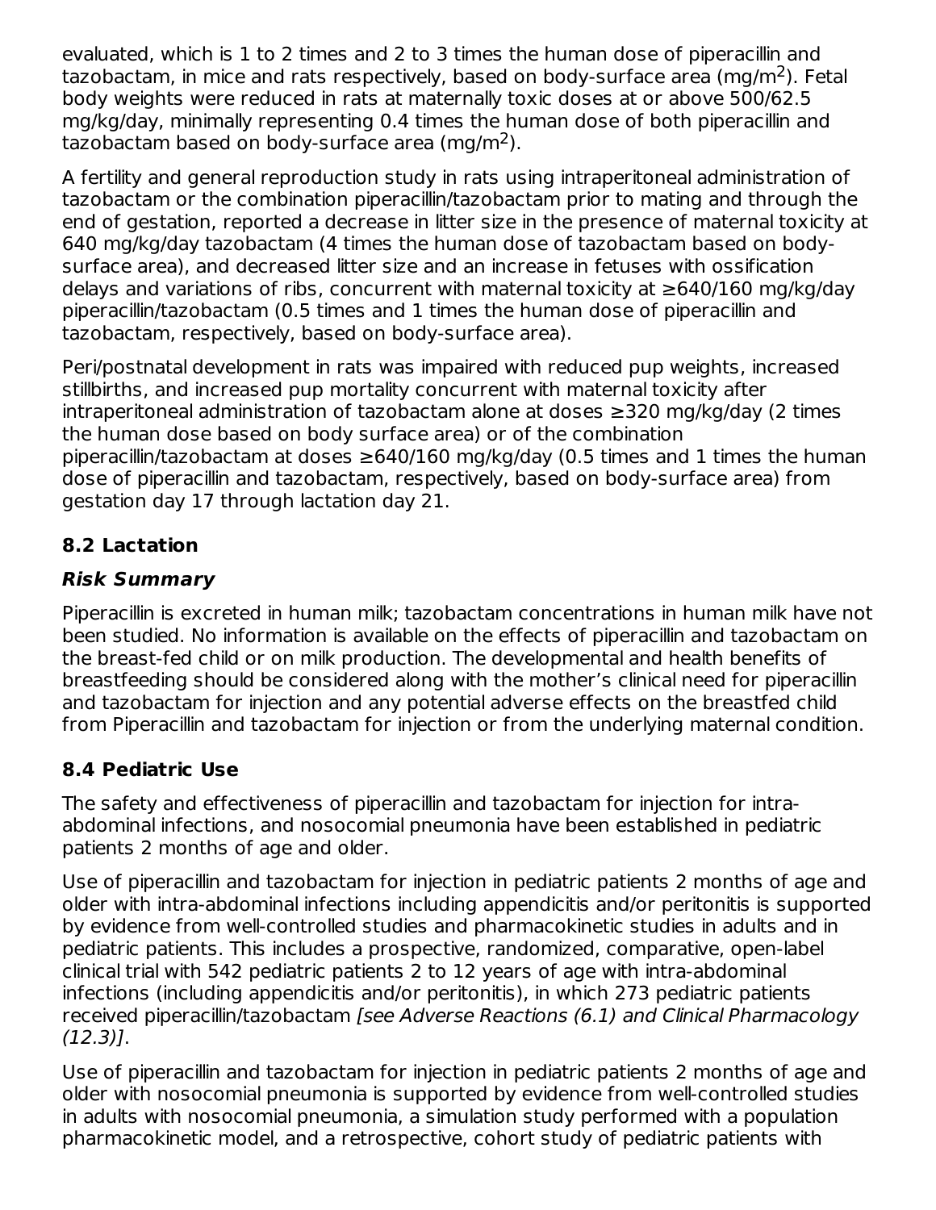evaluated, which is 1 to 2 times and 2 to 3 times the human dose of piperacillin and tazobactam, in mice and rats respectively, based on body-surface area (mg/m$^2$). Fetal body weights were reduced in rats at maternally toxic doses at or above 500/62.5 mg/kg/day, minimally representing 0.4 times the human dose of both piperacillin and tazobactam based on body-surface area (mg/m$^2$).

A fertility and general reproduction study in rats using intraperitoneal administration of tazobactam or the combination piperacillin/tazobactam prior to mating and through the end of gestation, reported a decrease in litter size in the presence of maternal toxicity at 640 mg/kg/day tazobactam (4 times the human dose of tazobactam based on body-surface area), and decreased litter size and an increase in fetuses with ossification delays and variations of ribs, concurrent with maternal toxicity at ≥640/160 mg/kg/day piperacillin/tazobactam (0.5 times and 1 times the human dose of piperacillin and tazobactam, respectively, based on body-surface area).

Peri/postnatal development in rats was impaired with reduced pup weights, increased stillbirths, and increased pup mortality concurrent with maternal toxicity after intraperitoneal administration of tazobactam alone at doses ≥320 mg/kg/day (2 times the human dose based on body surface area) or of the combination piperacillin/tazobactam at doses ≥640/160 mg/kg/day (0.5 times and 1 times the human dose of piperacillin and tazobactam, respectively, based on body-surface area) from gestation day 17 through lactation day 21.

## 8.2 Lactation

### *Risk Summary*

Piperacillin is excreted in human milk; tazobactam concentrations in human milk have not been studied. No information is available on the effects of piperacillin and tazobactam on the breast-fed child or on milk production. The developmental and health benefits of breastfeeding should be considered along with the mother's clinical need for piperacillin and tazobactam for injection and any potential adverse effects on the breastfed child from Piperacillin and tazobactam for injection or from the underlying maternal condition.

## 8.4 Pediatric Use

The safety and effectiveness of piperacillin and tazobactam for injection for intra-abdominal infections, and nosocomial pneumonia have been established in pediatric patients 2 months of age and older.

Use of piperacillin and tazobactam for injection in pediatric patients 2 months of age and older with intra-abdominal infections including appendicitis and/or peritonitis is supported by evidence from well-controlled studies and pharmacokinetic studies in adults and in pediatric patients. This includes a prospective, randomized, comparative, open-label clinical trial with 542 pediatric patients 2 to 12 years of age with intra-abdominal infections (including appendicitis and/or peritonitis), in which 273 pediatric patients received piperacillin/tazobactam *[see Adverse Reactions (6.1) and Clinical Pharmacology (12.3)]*.

Use of piperacillin and tazobactam for injection in pediatric patients 2 months of age and older with nosocomial pneumonia is supported by evidence from well-controlled studies in adults with nosocomial pneumonia, a simulation study performed with a population pharmacokinetic model, and a retrospective, cohort study of pediatric patients with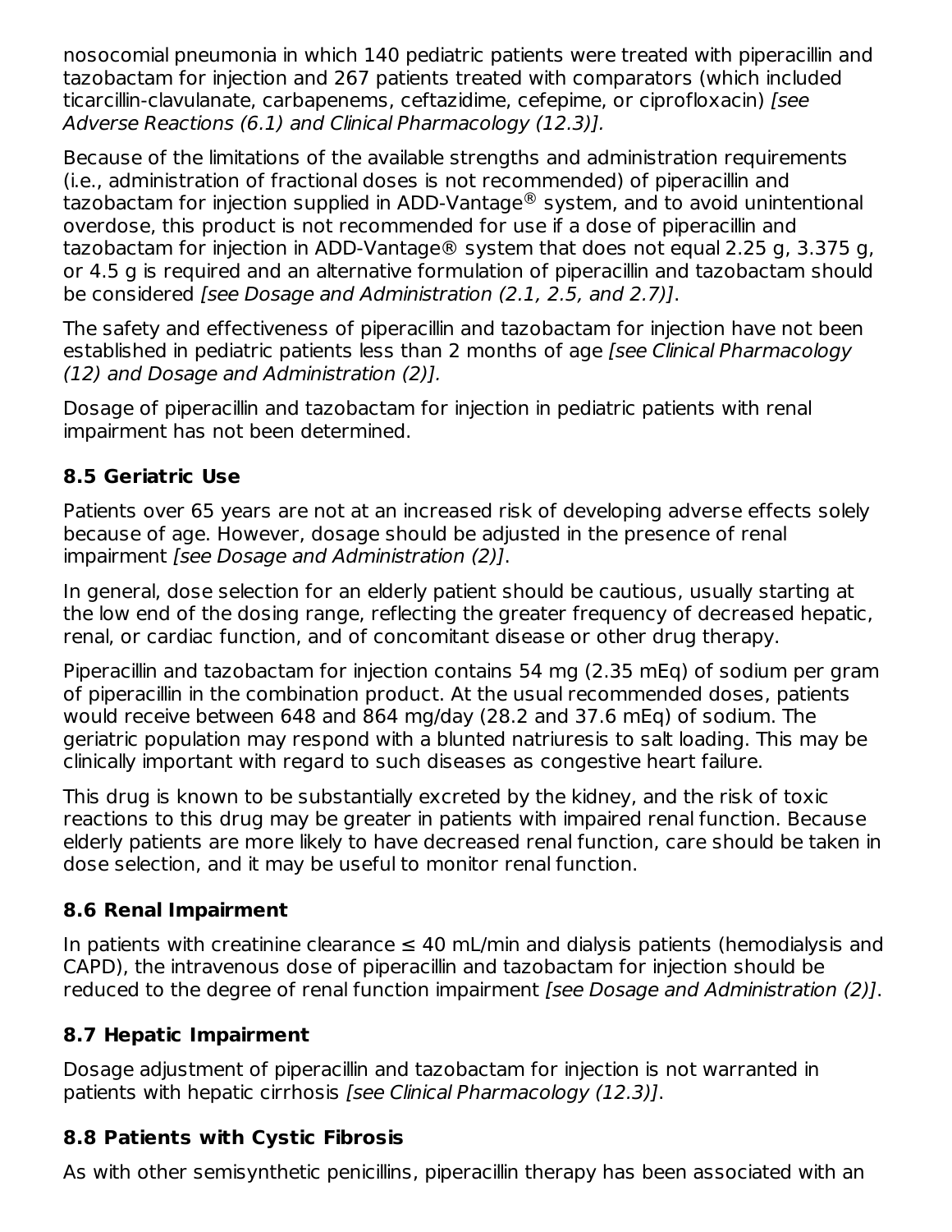nosocomial pneumonia in which 140 pediatric patients were treated with piperacillin and tazobactam for injection and 267 patients treated with comparators (which included ticarcillin-clavulanate, carbapenems, ceftazidime, cefepime, or ciprofloxacin) *[see Adverse Reactions (6.1) and Clinical Pharmacology (12.3)].*

Because of the limitations of the available strengths and administration requirements (i.e., administration of fractional doses is not recommended) of piperacillin and tazobactam for injection supplied in ADD-Vantage® system, and to avoid unintentional overdose, this product is not recommended for use if a dose of piperacillin and tazobactam for injection in ADD-Vantage® system that does not equal 2.25 g, 3.375 g, or 4.5 g is required and an alternative formulation of piperacillin and tazobactam should be considered *[see Dosage and Administration (2.1, 2.5, and 2.7)]*.

The safety and effectiveness of piperacillin and tazobactam for injection have not been established in pediatric patients less than 2 months of age *[see Clinical Pharmacology (12) and Dosage and Administration (2)].*

Dosage of piperacillin and tazobactam for injection in pediatric patients with renal impairment has not been determined.

## 8.5 Geriatric Use

Patients over 65 years are not at an increased risk of developing adverse effects solely because of age. However, dosage should be adjusted in the presence of renal impairment *[see Dosage and Administration (2)]*.

In general, dose selection for an elderly patient should be cautious, usually starting at the low end of the dosing range, reflecting the greater frequency of decreased hepatic, renal, or cardiac function, and of concomitant disease or other drug therapy.

Piperacillin and tazobactam for injection contains 54 mg (2.35 mEq) of sodium per gram of piperacillin in the combination product. At the usual recommended doses, patients would receive between 648 and 864 mg/day (28.2 and 37.6 mEq) of sodium. The geriatric population may respond with a blunted natriuresis to salt loading. This may be clinically important with regard to such diseases as congestive heart failure.

This drug is known to be substantially excreted by the kidney, and the risk of toxic reactions to this drug may be greater in patients with impaired renal function. Because elderly patients are more likely to have decreased renal function, care should be taken in dose selection, and it may be useful to monitor renal function.

## 8.6 Renal Impairment

In patients with creatinine clearance ≤ 40 mL/min and dialysis patients (hemodialysis and CAPD), the intravenous dose of piperacillin and tazobactam for injection should be reduced to the degree of renal function impairment *[see Dosage and Administration (2)]*.

## 8.7 Hepatic Impairment

Dosage adjustment of piperacillin and tazobactam for injection is not warranted in patients with hepatic cirrhosis *[see Clinical Pharmacology (12.3)]*.

## 8.8 Patients with Cystic Fibrosis

As with other semisynthetic penicillins, piperacillin therapy has been associated with an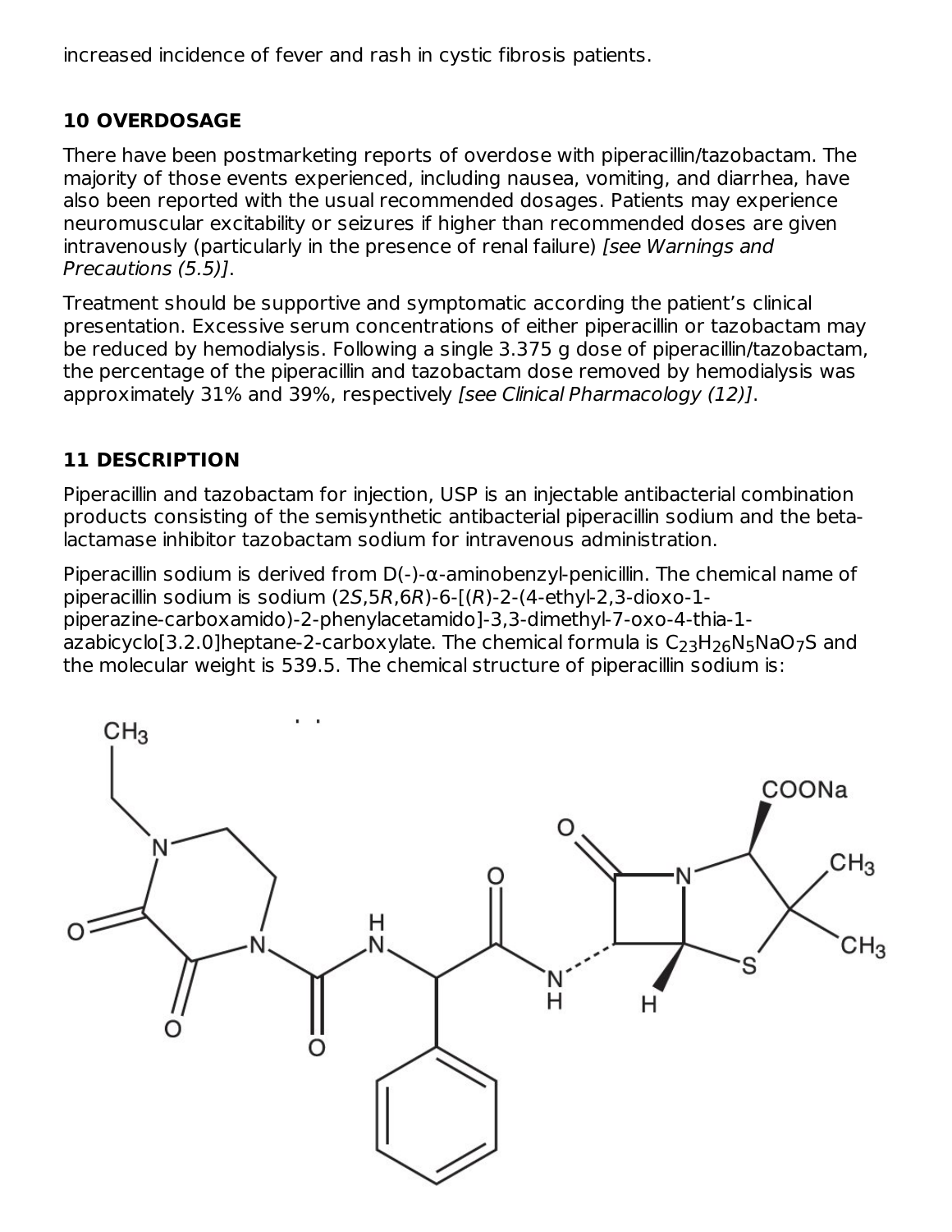increased incidence of fever and rash in cystic fibrosis patients.

## 10 OVERDOSAGE

There have been postmarketing reports of overdose with piperacillin/tazobactam. The majority of those events experienced, including nausea, vomiting, and diarrhea, have also been reported with the usual recommended dosages. Patients may experience neuromuscular excitability or seizures if higher than recommended doses are given intravenously (particularly in the presence of renal failure) *[see Warnings and Precautions (5.5)]*.

Treatment should be supportive and symptomatic according the patient's clinical presentation. Excessive serum concentrations of either piperacillin or tazobactam may be reduced by hemodialysis. Following a single 3.375 g dose of piperacillin/tazobactam, the percentage of the piperacillin and tazobactam dose removed by hemodialysis was approximately 31% and 39%, respectively *[see Clinical Pharmacology (12)]*.

## 11 DESCRIPTION

Piperacillin and tazobactam for injection, USP is an injectable antibacterial combination products consisting of the semisynthetic antibacterial piperacillin sodium and the beta-lactamase inhibitor tazobactam sodium for intravenous administration.

Piperacillin sodium is derived from D(-)-α-aminobenzyl-penicillin. The chemical name of piperacillin sodium is sodium (2*S*,5*R*,6*R*)-6-[(*R*)-2-(4-ethyl-2,3-dioxo-1-piperazine-carboxamido)-2-phenylacetamido]-3,3-dimethyl-7-oxo-4-thia-1-azabicyclo[3.2.0]heptane-2-carboxylate. The chemical formula is $C_{23}H_{26}N_5NaO_7S$ and the molecular weight is 539.5. The chemical structure of piperacillin sodium is: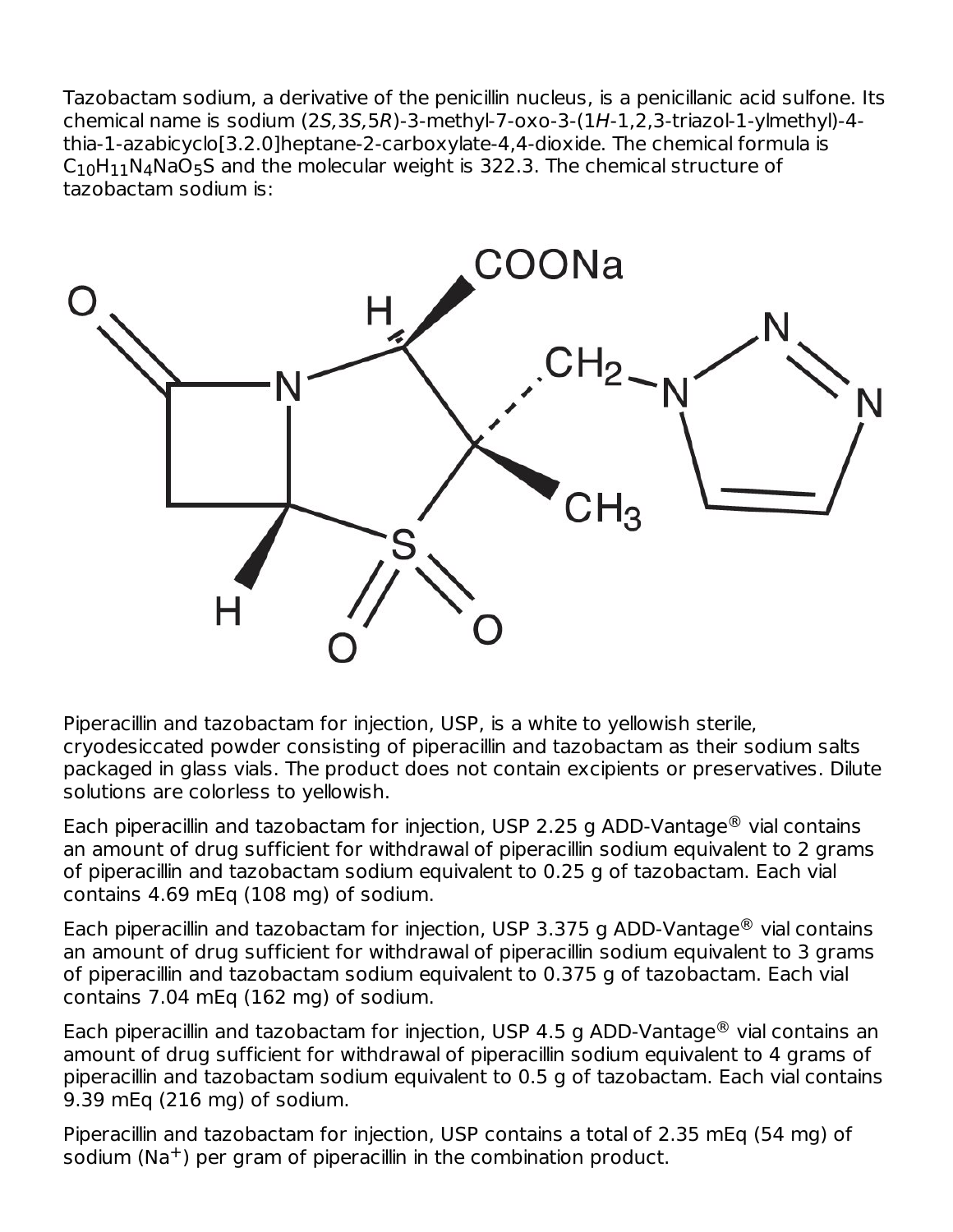Tazobactam sodium, a derivative of the penicillin nucleus, is a penicillanic acid sulfone. Its chemical name is sodium (2*S*,3*S*,5*R*)-3-methyl-7-oxo-3-(1*H*-1,2,3-triazol-1-ylmethyl)-4-thia-1-azabicyclo[3.2.0]heptane-2-carboxylate-4,4-dioxide. The chemical formula is $C_{10}H_{11}N_4NaO_5S$ and the molecular weight is 322.3. The chemical structure of tazobactam sodium is:

Piperacillin and tazobactam for injection, USP, is a white to yellowish sterile, cryodesiccated powder consisting of piperacillin and tazobactam as their sodium salts packaged in glass vials. The product does not contain excipients or preservatives. Dilute solutions are colorless to yellowish.

Each piperacillin and tazobactam for injection, USP 2.25 g ADD-Vantage® vial contains an amount of drug sufficient for withdrawal of piperacillin sodium equivalent to 2 grams of piperacillin and tazobactam sodium equivalent to 0.25 g of tazobactam. Each vial contains 4.69 mEq (108 mg) of sodium.

Each piperacillin and tazobactam for injection, USP 3.375 g ADD-Vantage® vial contains an amount of drug sufficient for withdrawal of piperacillin sodium equivalent to 3 grams of piperacillin and tazobactam sodium equivalent to 0.375 g of tazobactam. Each vial contains 7.04 mEq (162 mg) of sodium.

Each piperacillin and tazobactam for injection, USP 4.5 g ADD-Vantage® vial contains an amount of drug sufficient for withdrawal of piperacillin sodium equivalent to 4 grams of piperacillin and tazobactam sodium equivalent to 0.5 g of tazobactam. Each vial contains 9.39 mEq (216 mg) of sodium.

Piperacillin and tazobactam for injection, USP contains a total of 2.35 mEq (54 mg) of sodium ($Na^+$) per gram of piperacillin in the combination product.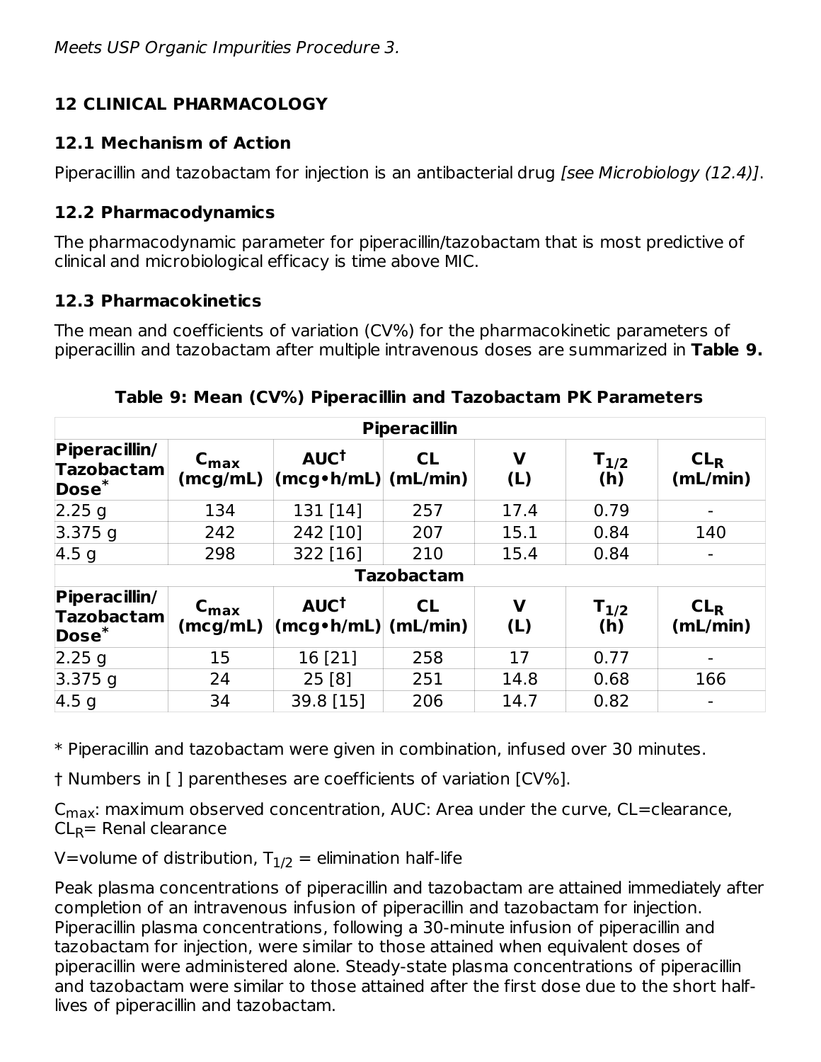*Meets USP Organic Impurities Procedure 3.*

## 12 CLINICAL PHARMACOLOGY

### 12.1 Mechanism of Action

Piperacillin and tazobactam for injection is an antibacterial drug *[see Microbiology (12.4)]*.

### 12.2 Pharmacodynamics

The pharmacodynamic parameter for piperacillin/tazobactam that is most predictive of clinical and microbiological efficacy is time above MIC.

### 12.3 Pharmacokinetics

The mean and coefficients of variation (CV%) for the pharmacokinetic parameters of piperacillin and tazobactam after multiple intravenous doses are summarized in **Table 9.**

**Table 9: Mean (CV%) Piperacillin and Tazobactam PK Parameters**

| **Piperacillin** | | | | | | |
|---|---|---|---|---|---|---|
| **Piperacillin/ Tazobactam Dose*** | **$C_{max}$ (mcg/mL)** | **AUC† (mcg•h/mL)** | **CL (mL/min)** | **V (L)** | **$T_{1/2}$ (h)** | **$CL_R$ (mL/min)** |
| 2.25 g | 134 | 131 [14] | 257 | 17.4 | 0.79 | - |
| 3.375 g | 242 | 242 [10] | 207 | 15.1 | 0.84 | 140 |
| 4.5 g | 298 | 322 [16] | 210 | 15.4 | 0.84 | - |
| **Tazobactam** | | | | | | |
| **Piperacillin/ Tazobactam Dose*** | **$C_{max}$ (mcg/mL)** | **AUC† (mcg•h/mL)** | **CL (mL/min)** | **V (L)** | **$T_{1/2}$ (h)** | **$CL_R$ (mL/min)** |
| 2.25 g | 15 | 16 [21] | 258 | 17 | 0.77 | - |
| 3.375 g | 24 | 25 [8] | 251 | 14.8 | 0.68 | 166 |
| 4.5 g | 34 | 39.8 [15] | 206 | 14.7 | 0.82 | - |

* Piperacillin and tazobactam were given in combination, infused over 30 minutes.

† Numbers in [ ] parentheses are coefficients of variation [CV%].

$C_{max}$: maximum observed concentration, AUC: Area under the curve, CL=clearance, $CL_R$= Renal clearance

V=volume of distribution, $T_{1/2}$ = elimination half-life

Peak plasma concentrations of piperacillin and tazobactam are attained immediately after completion of an intravenous infusion of piperacillin and tazobactam for injection. Piperacillin plasma concentrations, following a 30-minute infusion of piperacillin and tazobactam for injection, were similar to those attained when equivalent doses of piperacillin were administered alone. Steady-state plasma concentrations of piperacillin and tazobactam were similar to those attained after the first dose due to the short half-lives of piperacillin and tazobactam.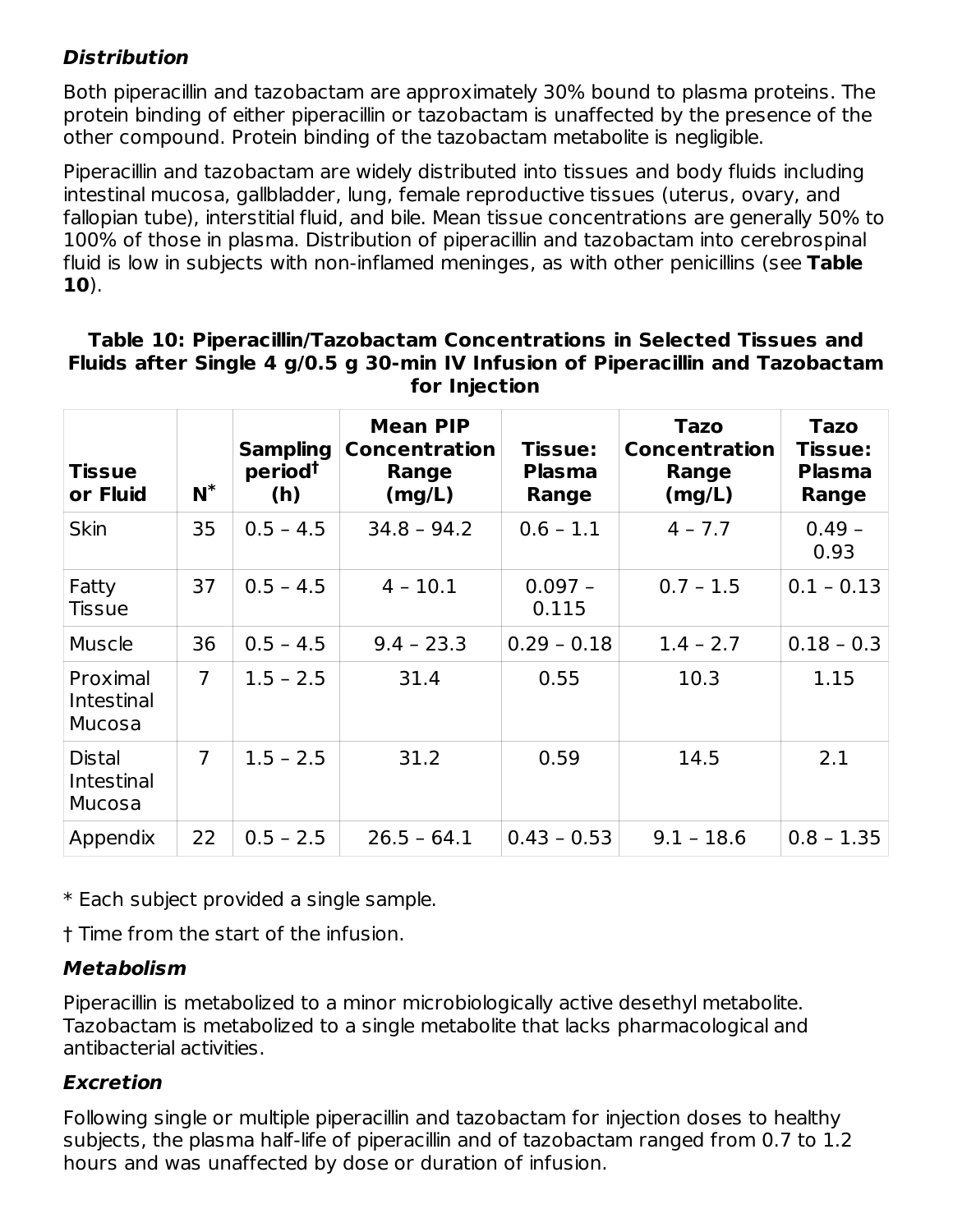***Distribution***

Both piperacillin and tazobactam are approximately 30% bound to plasma proteins. The protein binding of either piperacillin or tazobactam is unaffected by the presence of the other compound. Protein binding of the tazobactam metabolite is negligible.

Piperacillin and tazobactam are widely distributed into tissues and body fluids including intestinal mucosa, gallbladder, lung, female reproductive tissues (uterus, ovary, and fallopian tube), interstitial fluid, and bile. Mean tissue concentrations are generally 50% to 100% of those in plasma. Distribution of piperacillin and tazobactam into cerebrospinal fluid is low in subjects with non-inflamed meninges, as with other penicillins (see **Table 10**).

**Table 10: Piperacillin/Tazobactam Concentrations in Selected Tissues and Fluids after Single 4 g/0.5 g 30-min IV Infusion of Piperacillin and Tazobactam for Injection**

| Tissue or Fluid | N* | Sampling period† (h) | Mean PIP Concentration Range (mg/L) | Tissue: Plasma Range | Tazo Concentration Range (mg/L) | Tazo Tissue: Plasma Range |
|---|---|---|---|---|---|---|
| Skin | 35 | 0.5 – 4.5 | 34.8 – 94.2 | 0.6 – 1.1 | 4 – 7.7 | 0.49 – 0.93 |
| Fatty Tissue | 37 | 0.5 – 4.5 | 4 – 10.1 | 0.097 – 0.115 | 0.7 – 1.5 | 0.1 – 0.13 |
| Muscle | 36 | 0.5 – 4.5 | 9.4 – 23.3 | 0.29 – 0.18 | 1.4 – 2.7 | 0.18 – 0.3 |
| Proximal Intestinal Mucosa | 7 | 1.5 – 2.5 | 31.4 | 0.55 | 10.3 | 1.15 |
| Distal Intestinal Mucosa | 7 | 1.5 – 2.5 | 31.2 | 0.59 | 14.5 | 2.1 |
| Appendix | 22 | 0.5 – 2.5 | 26.5 – 64.1 | 0.43 – 0.53 | 9.1 – 18.6 | 0.8 – 1.35 |

* Each subject provided a single sample.

† Time from the start of the infusion.

***Metabolism***

Piperacillin is metabolized to a minor microbiologically active desethyl metabolite. Tazobactam is metabolized to a single metabolite that lacks pharmacological and antibacterial activities.

***Excretion***

Following single or multiple piperacillin and tazobactam for injection doses to healthy subjects, the plasma half-life of piperacillin and of tazobactam ranged from 0.7 to 1.2 hours and was unaffected by dose or duration of infusion.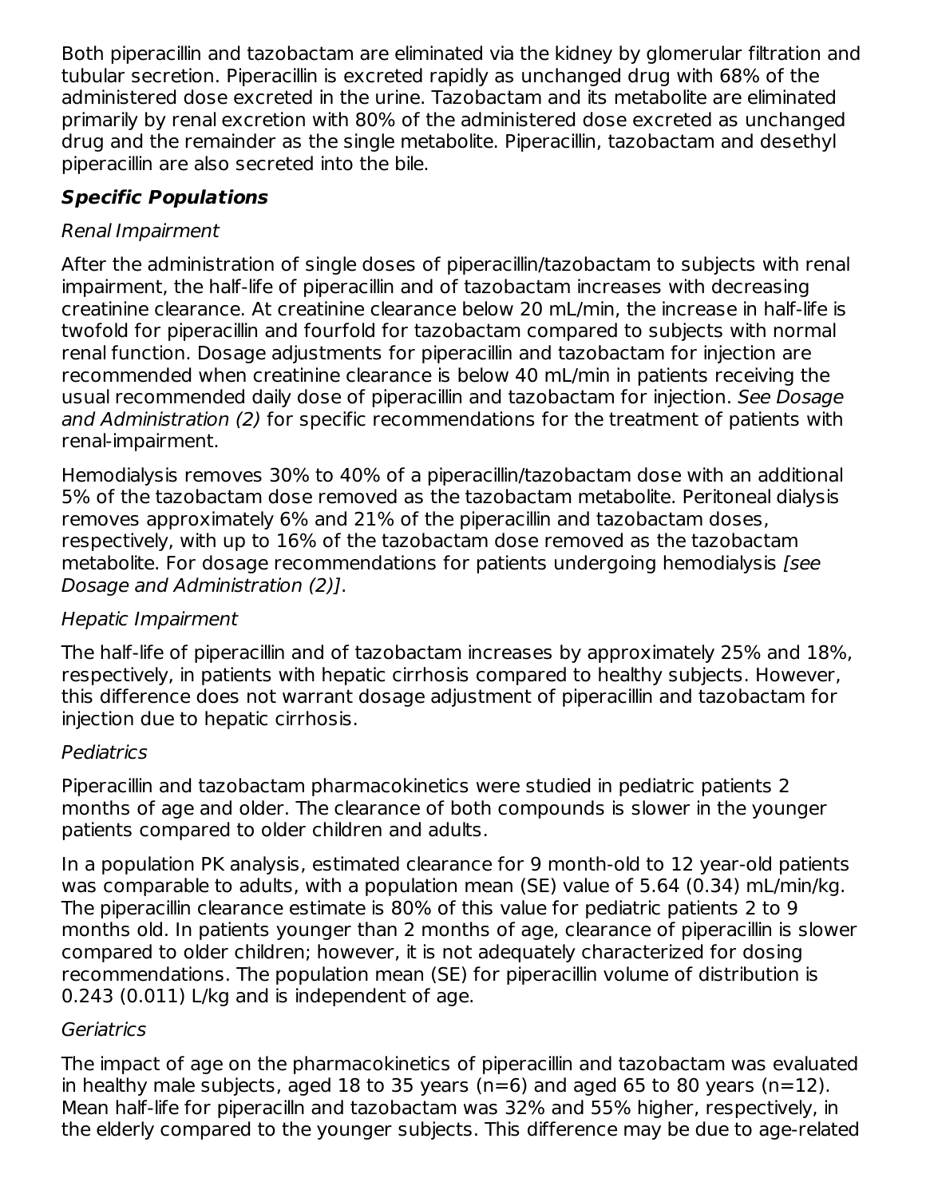Both piperacillin and tazobactam are eliminated via the kidney by glomerular filtration and tubular secretion. Piperacillin is excreted rapidly as unchanged drug with 68% of the administered dose excreted in the urine. Tazobactam and its metabolite are eliminated primarily by renal excretion with 80% of the administered dose excreted as unchanged drug and the remainder as the single metabolite. Piperacillin, tazobactam and desethyl piperacillin are also secreted into the bile.

### ***Specific Populations***

*Renal Impairment*

After the administration of single doses of piperacillin/tazobactam to subjects with renal impairment, the half-life of piperacillin and of tazobactam increases with decreasing creatinine clearance. At creatinine clearance below 20 mL/min, the increase in half-life is twofold for piperacillin and fourfold for tazobactam compared to subjects with normal renal function. Dosage adjustments for piperacillin and tazobactam for injection are recommended when creatinine clearance is below 40 mL/min in patients receiving the usual recommended daily dose of piperacillin and tazobactam for injection. *See Dosage and Administration (2)* for specific recommendations for the treatment of patients with renal-impairment.

Hemodialysis removes 30% to 40% of a piperacillin/tazobactam dose with an additional 5% of the tazobactam dose removed as the tazobactam metabolite. Peritoneal dialysis removes approximately 6% and 21% of the piperacillin and tazobactam doses, respectively, with up to 16% of the tazobactam dose removed as the tazobactam metabolite. For dosage recommendations for patients undergoing hemodialysis *[see Dosage and Administration (2)]*.

*Hepatic Impairment*

The half-life of piperacillin and of tazobactam increases by approximately 25% and 18%, respectively, in patients with hepatic cirrhosis compared to healthy subjects. However, this difference does not warrant dosage adjustment of piperacillin and tazobactam for injection due to hepatic cirrhosis.

*Pediatrics*

Piperacillin and tazobactam pharmacokinetics were studied in pediatric patients 2 months of age and older. The clearance of both compounds is slower in the younger patients compared to older children and adults.

In a population PK analysis, estimated clearance for 9 month-old to 12 year-old patients was comparable to adults, with a population mean (SE) value of 5.64 (0.34) mL/min/kg. The piperacillin clearance estimate is 80% of this value for pediatric patients 2 to 9 months old. In patients younger than 2 months of age, clearance of piperacillin is slower compared to older children; however, it is not adequately characterized for dosing recommendations. The population mean (SE) for piperacillin volume of distribution is 0.243 (0.011) L/kg and is independent of age.

*Geriatrics*

The impact of age on the pharmacokinetics of piperacillin and tazobactam was evaluated in healthy male subjects, aged 18 to 35 years (n=6) and aged 65 to 80 years (n=12). Mean half-life for piperacilln and tazobactam was 32% and 55% higher, respectively, in the elderly compared to the younger subjects. This difference may be due to age-related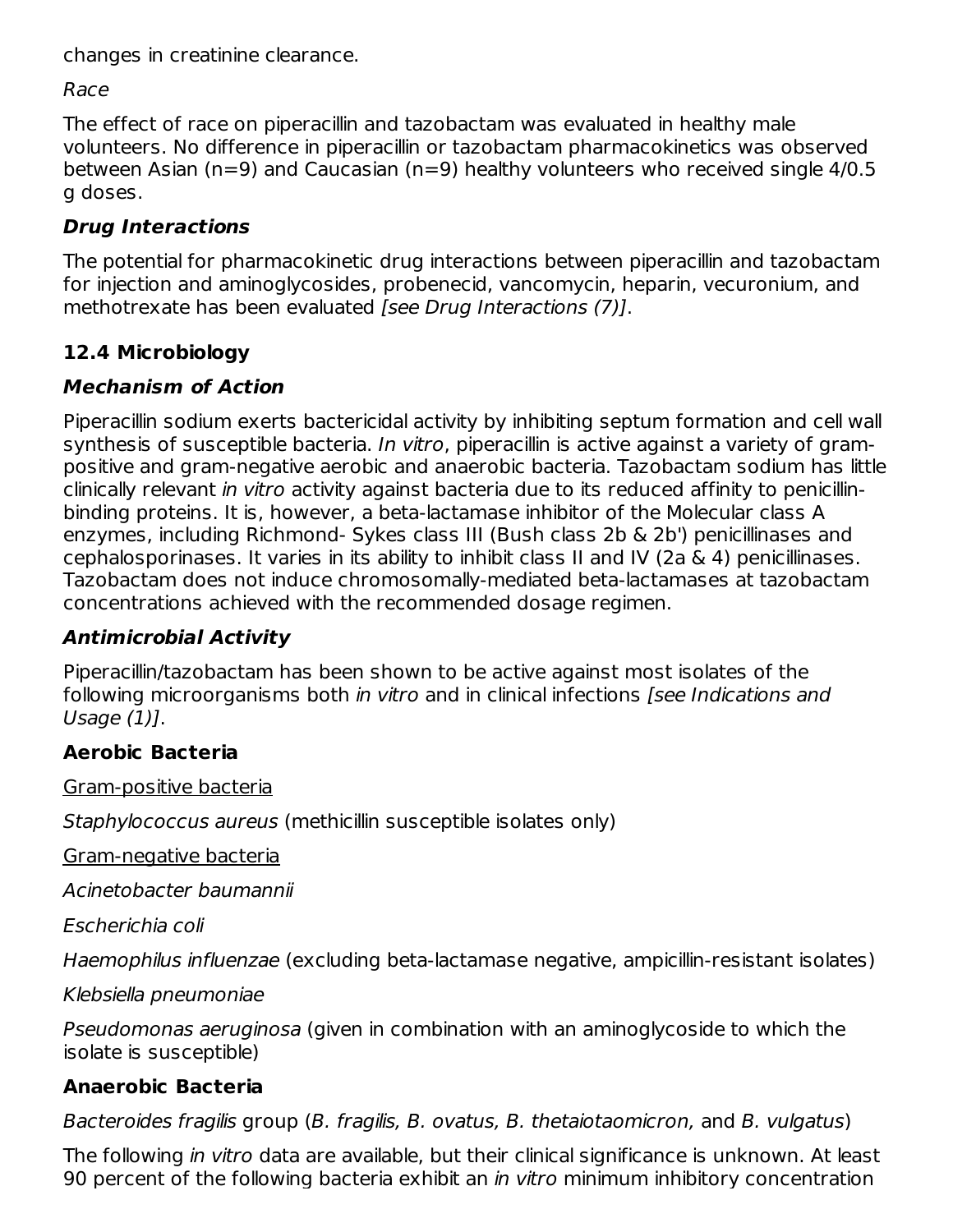changes in creatinine clearance.

*Race*

The effect of race on piperacillin and tazobactam was evaluated in healthy male volunteers. No difference in piperacillin or tazobactam pharmacokinetics was observed between Asian (n=9) and Caucasian (n=9) healthy volunteers who received single 4/0.5 g doses.

***Drug Interactions***

The potential for pharmacokinetic drug interactions between piperacillin and tazobactam for injection and aminoglycosides, probenecid, vancomycin, heparin, vecuronium, and methotrexate has been evaluated *[see Drug Interactions (7)]*.

### 12.4 Microbiology

***Mechanism of Action***

Piperacillin sodium exerts bactericidal activity by inhibiting septum formation and cell wall synthesis of susceptible bacteria. *In vitro*, piperacillin is active against a variety of gram-positive and gram-negative aerobic and anaerobic bacteria. Tazobactam sodium has little clinically relevant *in vitro* activity against bacteria due to its reduced affinity to penicillin-binding proteins. It is, however, a beta-lactamase inhibitor of the Molecular class A enzymes, including Richmond- Sykes class III (Bush class 2b & 2b') penicillinases and cephalosporinases. It varies in its ability to inhibit class II and IV (2a & 4) penicillinases. Tazobactam does not induce chromosomally-mediated beta-lactamases at tazobactam concentrations achieved with the recommended dosage regimen.

***Antimicrobial Activity***

Piperacillin/tazobactam has been shown to be active against most isolates of the following microorganisms both *in vitro* and in clinical infections *[see Indications and Usage (1)]*.

**Aerobic Bacteria**

Gram-positive bacteria

*Staphylococcus aureus* (methicillin susceptible isolates only)

Gram-negative bacteria

*Acinetobacter baumannii*

*Escherichia coli*

*Haemophilus influenzae* (excluding beta-lactamase negative, ampicillin-resistant isolates)

*Klebsiella pneumoniae*

*Pseudomonas aeruginosa* (given in combination with an aminoglycoside to which the isolate is susceptible)

**Anaerobic Bacteria**

*Bacteroides fragilis* group (*B. fragilis, B. ovatus, B. thetaiotaomicron,* and *B. vulgatus*)

The following *in vitro* data are available, but their clinical significance is unknown. At least 90 percent of the following bacteria exhibit an *in vitro* minimum inhibitory concentration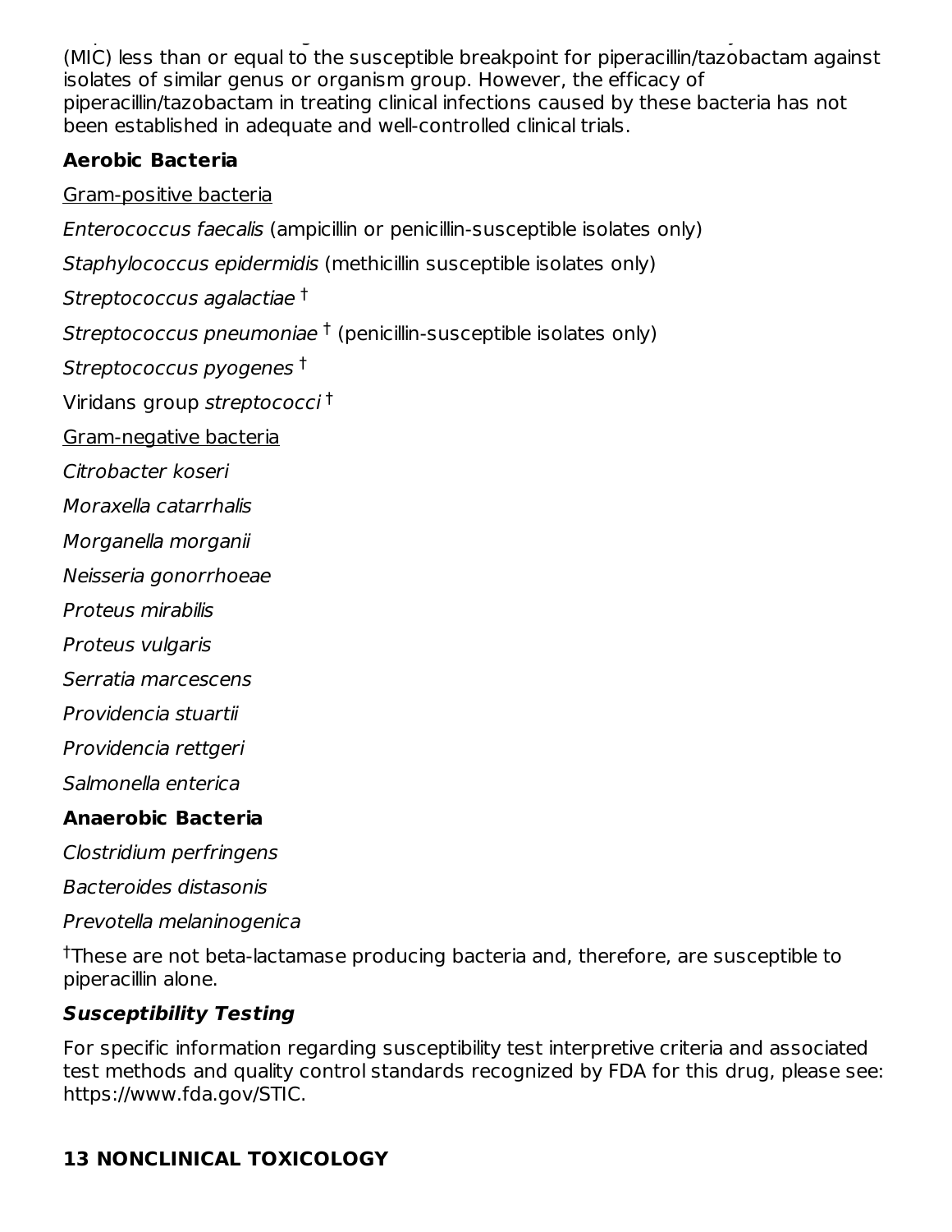(MIC) less than or equal to the susceptible breakpoint for piperacillin/tazobactam against isolates of similar genus or organism group. However, the efficacy of piperacillin/tazobactam in treating clinical infections caused by these bacteria has not been established in adequate and well-controlled clinical trials.

**Aerobic Bacteria**

Gram-positive bacteria

*Enterococcus faecalis* (ampicillin or penicillin-susceptible isolates only)

*Staphylococcus epidermidis* (methicillin susceptible isolates only)

*Streptococcus agalactiae* [†]

*Streptococcus pneumoniae* [†] (penicillin-susceptible isolates only)

*Streptococcus pyogenes* [†]

Viridans group *streptococci* [†]

Gram-negative bacteria

*Citrobacter koseri*

*Moraxella catarrhalis*

*Morganella morganii*

*Neisseria gonorrhoeae*

*Proteus mirabilis*

*Proteus vulgaris*

*Serratia marcescens*

*Providencia stuartii*

*Providencia rettgeri*

*Salmonella enterica*

**Anaerobic Bacteria**

*Clostridium perfringens*

*Bacteroides distasonis*

*Prevotella melaninogenica*

[†]These are not beta-lactamase producing bacteria and, therefore, are susceptible to piperacillin alone.

***Susceptibility Testing***

For specific information regarding susceptibility test interpretive criteria and associated test methods and quality control standards recognized by FDA for this drug, please see: https://www.fda.gov/STIC.

## 13 NONCLINICAL TOXICOLOGY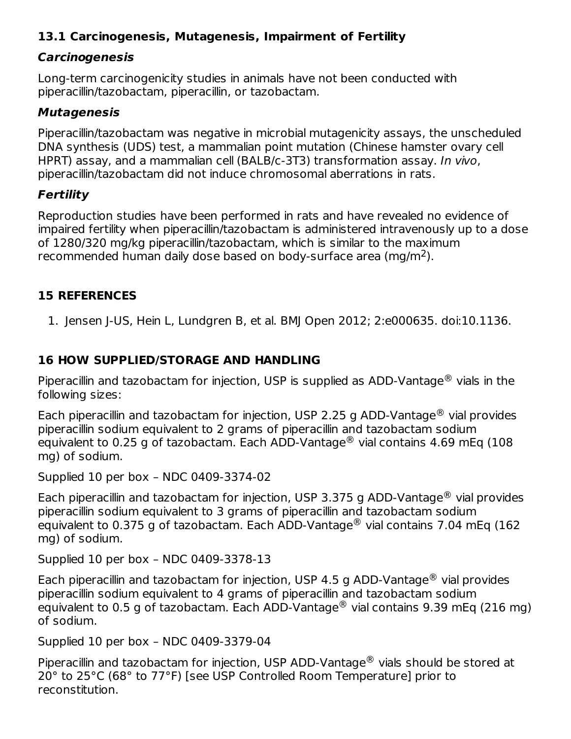## 13.1 Carcinogenesis, Mutagenesis, Impairment of Fertility

### *Carcinogenesis*

Long-term carcinogenicity studies in animals have not been conducted with piperacillin/tazobactam, piperacillin, or tazobactam.

### *Mutagenesis*

Piperacillin/tazobactam was negative in microbial mutagenicity assays, the unscheduled DNA synthesis (UDS) test, a mammalian point mutation (Chinese hamster ovary cell HPRT) assay, and a mammalian cell (BALB/c-3T3) transformation assay. *In vivo*, piperacillin/tazobactam did not induce chromosomal aberrations in rats.

### *Fertility*

Reproduction studies have been performed in rats and have revealed no evidence of impaired fertility when piperacillin/tazobactam is administered intravenously up to a dose of 1280/320 mg/kg piperacillin/tazobactam, which is similar to the maximum recommended human daily dose based on body-surface area (mg/$m^2$).

## 15 REFERENCES

1. Jensen J-US, Hein L, Lundgren B, et al. BMJ Open 2012; 2:e000635. doi:10.1136.

## 16 HOW SUPPLIED/STORAGE AND HANDLING

Piperacillin and tazobactam for injection, USP is supplied as ADD-Vantage® vials in the following sizes:

Each piperacillin and tazobactam for injection, USP 2.25 g ADD-Vantage® vial provides piperacillin sodium equivalent to 2 grams of piperacillin and tazobactam sodium equivalent to 0.25 g of tazobactam. Each ADD-Vantage® vial contains 4.69 mEq (108 mg) of sodium.

Supplied 10 per box – NDC 0409-3374-02

Each piperacillin and tazobactam for injection, USP 3.375 g ADD-Vantage® vial provides piperacillin sodium equivalent to 3 grams of piperacillin and tazobactam sodium equivalent to 0.375 g of tazobactam. Each ADD-Vantage® vial contains 7.04 mEq (162 mg) of sodium.

Supplied 10 per box – NDC 0409-3378-13

Each piperacillin and tazobactam for injection, USP 4.5 g ADD-Vantage® vial provides piperacillin sodium equivalent to 4 grams of piperacillin and tazobactam sodium equivalent to 0.5 g of tazobactam. Each ADD-Vantage® vial contains 9.39 mEq (216 mg) of sodium.

Supplied 10 per box – NDC 0409-3379-04

Piperacillin and tazobactam for injection, USP ADD-Vantage® vials should be stored at 20° to 25°C (68° to 77°F) [see USP Controlled Room Temperature] prior to reconstitution.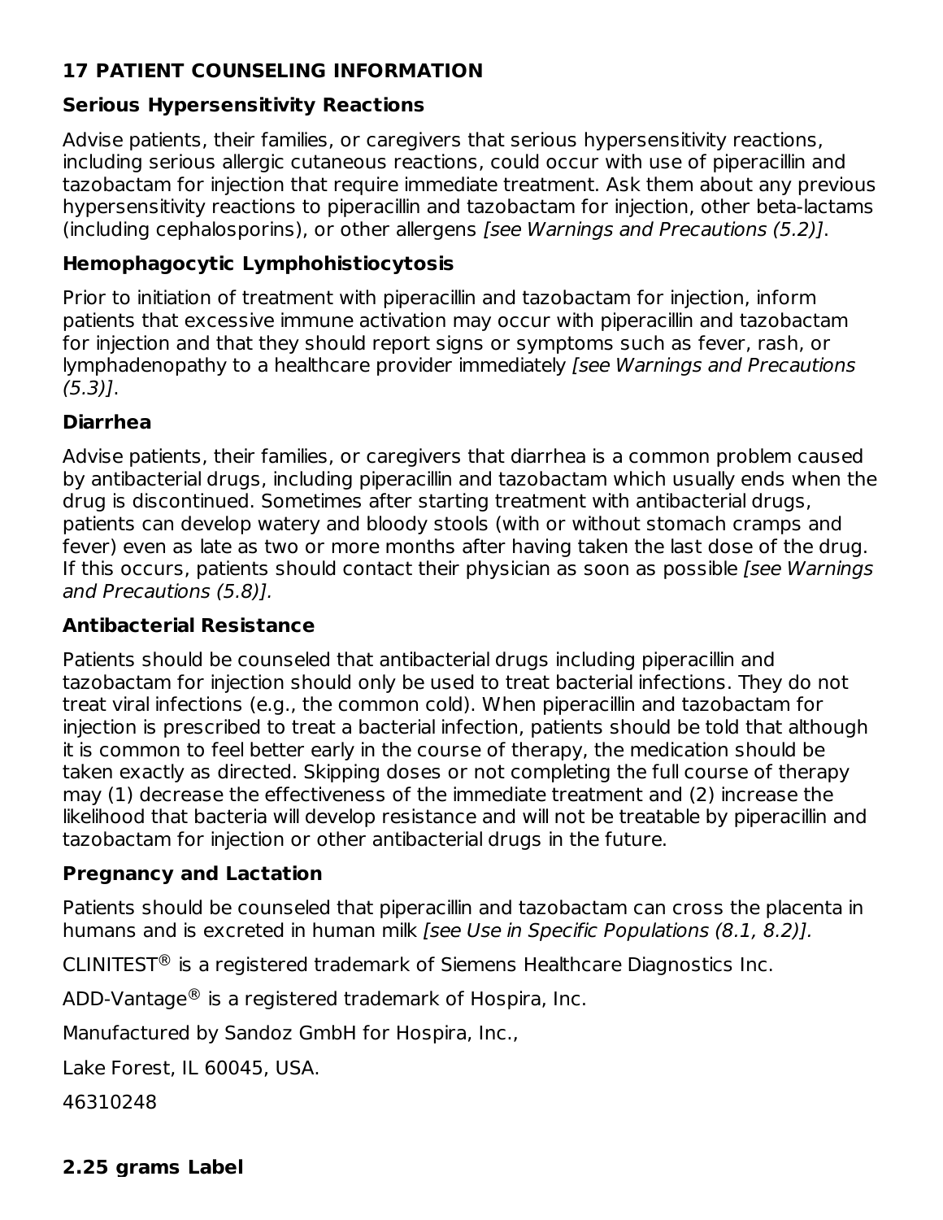## 17 PATIENT COUNSELING INFORMATION

### Serious Hypersensitivity Reactions

Advise patients, their families, or caregivers that serious hypersensitivity reactions, including serious allergic cutaneous reactions, could occur with use of piperacillin and tazobactam for injection that require immediate treatment. Ask them about any previous hypersensitivity reactions to piperacillin and tazobactam for injection, other beta-lactams (including cephalosporins), or other allergens *[see Warnings and Precautions (5.2)]*.

### Hemophagocytic Lymphohistiocytosis

Prior to initiation of treatment with piperacillin and tazobactam for injection, inform patients that excessive immune activation may occur with piperacillin and tazobactam for injection and that they should report signs or symptoms such as fever, rash, or lymphadenopathy to a healthcare provider immediately *[see Warnings and Precautions (5.3)]*.

### Diarrhea

Advise patients, their families, or caregivers that diarrhea is a common problem caused by antibacterial drugs, including piperacillin and tazobactam which usually ends when the drug is discontinued. Sometimes after starting treatment with antibacterial drugs, patients can develop watery and bloody stools (with or without stomach cramps and fever) even as late as two or more months after having taken the last dose of the drug. If this occurs, patients should contact their physician as soon as possible *[see Warnings and Precautions (5.8)].*

### Antibacterial Resistance

Patients should be counseled that antibacterial drugs including piperacillin and tazobactam for injection should only be used to treat bacterial infections. They do not treat viral infections (e.g., the common cold). When piperacillin and tazobactam for injection is prescribed to treat a bacterial infection, patients should be told that although it is common to feel better early in the course of therapy, the medication should be taken exactly as directed. Skipping doses or not completing the full course of therapy may (1) decrease the effectiveness of the immediate treatment and (2) increase the likelihood that bacteria will develop resistance and will not be treatable by piperacillin and tazobactam for injection or other antibacterial drugs in the future.

### Pregnancy and Lactation

Patients should be counseled that piperacillin and tazobactam can cross the placenta in humans and is excreted in human milk *[see Use in Specific Populations (8.1, 8.2)].*

CLINITEST® is a registered trademark of Siemens Healthcare Diagnostics Inc.

ADD-Vantage® is a registered trademark of Hospira, Inc.

Manufactured by Sandoz GmbH for Hospira, Inc.,

Lake Forest, IL 60045, USA.

46310248

### 2.25 grams Label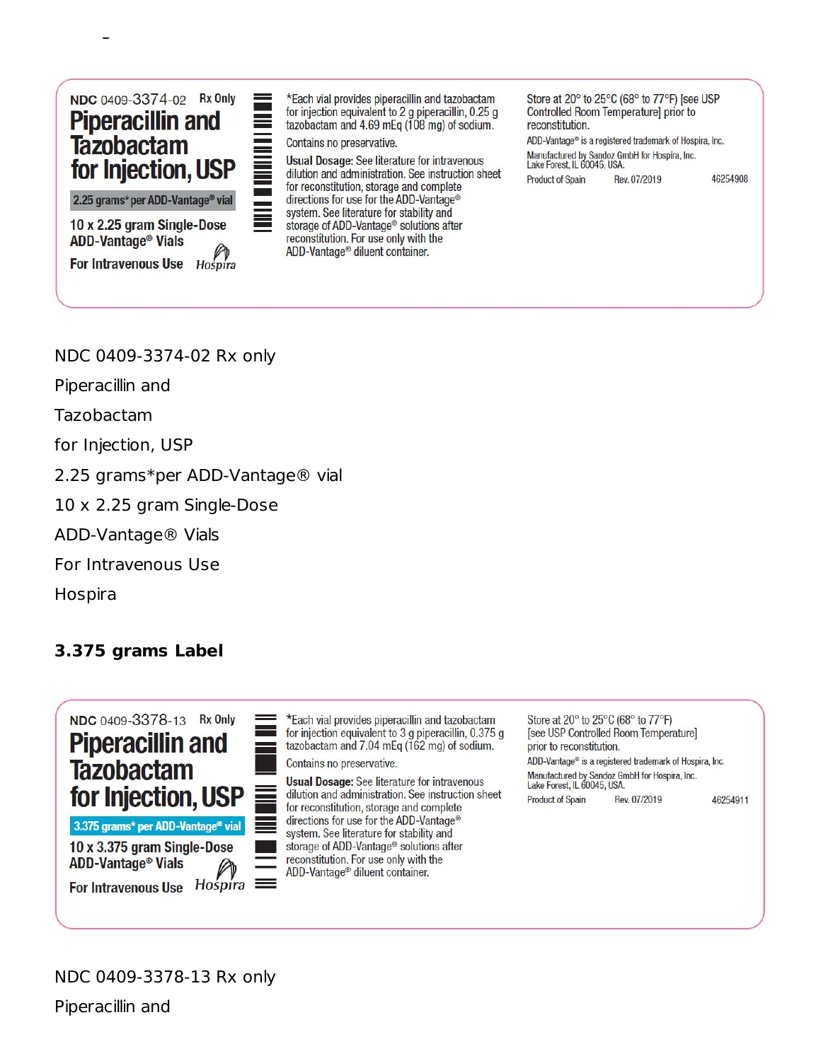NDC 0409-3374-02 Rx Only

Piperacillin and Tazobactam for Injection, USP

2.25 grams* per ADD-Vantage® vial

10 x 2.25 gram Single-Dose ADD-Vantage® Vials

For Intravenous Use

Hospira

*Each vial provides piperacillin and tazobactam for injection equivalent to 2 g piperacillin, 0.25 g tazobactam and 4.69 mEq (108 mg) of sodium.

Contains no preservative.

**Usual Dosage:** See literature for intravenous dilution and administration. See instruction sheet for reconstitution, storage and complete directions for use for the ADD-Vantage® system. See literature for stability and storage of ADD-Vantage® solutions after reconstitution. For use only with the ADD-Vantage® diluent container.

Store at 20° to 25°C (68° to 77°F) [see USP Controlled Room Temperature] prior to reconstitution.

ADD-Vantage® is a registered trademark of Hospira, Inc.

Manufactured by Sandoz GmbH for Hospira, Inc. Lake Forest, IL 60045, USA.

Product of Spain Rev. 07/2019 46254908

NDC 0409-3374-02 Rx only

Piperacillin and

Tazobactam

for Injection, USP

2.25 grams*per ADD-Vantage® vial

10 x 2.25 gram Single-Dose

ADD-Vantage® Vials

For Intravenous Use

Hospira

**3.375 grams Label**

NDC 0409-3378-13 Rx Only

Piperacillin and Tazobactam for Injection, USP

3.375 grams* per ADD-Vantage® vial

10 x 3.375 gram Single-Dose ADD-Vantage® Vials

For Intravenous Use

Hospira

*Each vial provides piperacillin and tazobactam for injection equivalent to 3 g piperacillin, 0.375 g tazobactam and 7.04 mEq (162 mg) of sodium.

Contains no preservative.

**Usual Dosage:** See literature for intravenous dilution and administration. See instruction sheet for reconstitution, storage and complete directions for use for the ADD-Vantage® system. See literature for stability and storage of ADD-Vantage® solutions after reconstitution. For use only with the ADD-Vantage® diluent container.

Store at 20° to 25°C (68° to 77°F) [see USP Controlled Room Temperature] prior to reconstitution.

ADD-Vantage® is a registered trademark of Hospira, Inc.

Manufactured by Sandoz GmbH for Hospira, Inc. Lake Forest, IL 60045, USA.

Product of Spain Rev. 07/2019 46254911

NDC 0409-3378-13 Rx only

Piperacillin and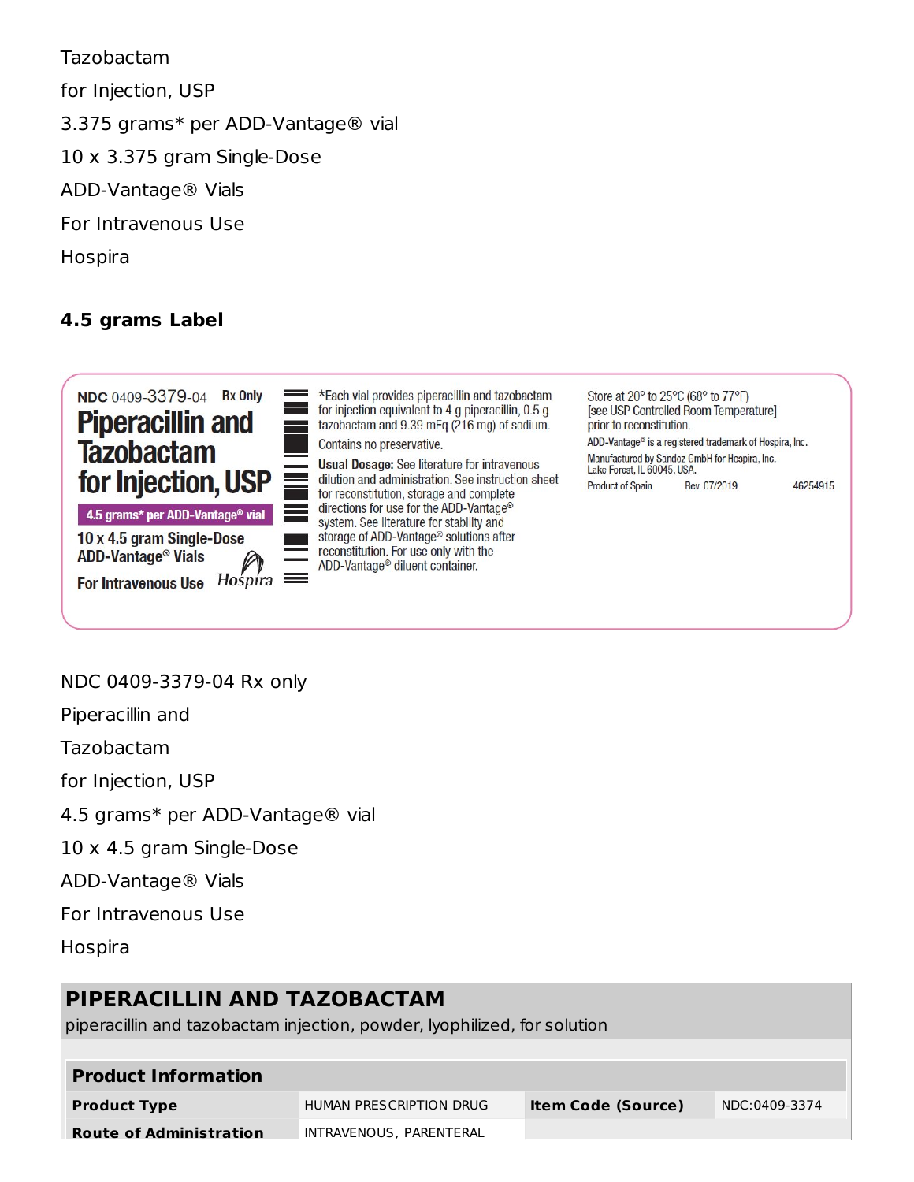Tazobactam

for Injection, USP

3.375 grams* per ADD-Vantage® vial

10 x 3.375 gram Single-Dose

ADD-Vantage® Vials

For Intravenous Use

Hospira

**4.5 grams Label**

NDC 0409-3379-04 Rx Only

**Piperacillin and Tazobactam for Injection, USP**

**4.5 grams* per ADD-Vantage® vial**

10 x 4.5 gram Single-Dose ADD-Vantage® Vials

For Intravenous Use

Hospira

*Each vial provides piperacillin and tazobactam for injection equivalent to 4 g piperacillin, 0.5 g tazobactam and 9.39 mEq (216 mg) of sodium.

Contains no preservative.

**Usual Dosage:** See literature for intravenous dilution and administration. See instruction sheet for reconstitution, storage and complete directions for use for the ADD-Vantage® system. See literature for stability and storage of ADD-Vantage® solutions after reconstitution. For use only with the ADD-Vantage® diluent container.

Store at 20° to 25°C (68° to 77°F) [see USP Controlled Room Temperature] prior to reconstitution.

ADD-Vantage® is a registered trademark of Hospira, Inc.

Manufactured by Sandoz GmbH for Hospira, Inc. Lake Forest, IL 60045, USA.

Product of Spain Rev. 07/2019 46254915

NDC 0409-3379-04 Rx only

Piperacillin and

Tazobactam

for Injection, USP

4.5 grams* per ADD-Vantage® vial

10 x 4.5 gram Single-Dose

ADD-Vantage® Vials

For Intravenous Use

Hospira

## PIPERACILLIN AND TAZOBACTAM

piperacillin and tazobactam injection, powder, lyophilized, for solution

| **Product Information** | | | |
|---|---|---|---|
| **Product Type** | HUMAN PRESCRIPTION DRUG | **Item Code (Source)** | NDC:0409-3374 |
| **Route of Administration** | INTRAVENOUS, PARENTERAL | | |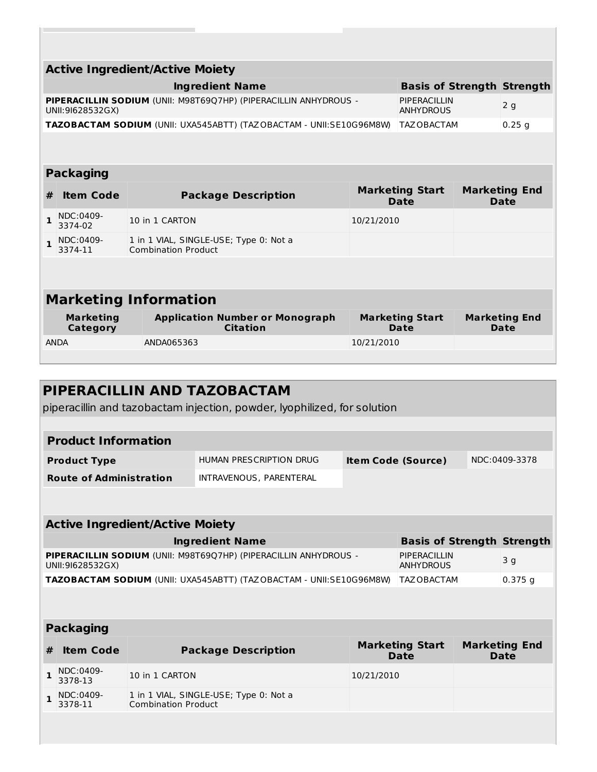| Active Ingredient/Active Moiety | | |
|---|---|---|
| **Ingredient Name** | **Basis of Strength** | **Strength** |
| **PIPERACILLIN SODIUM** (UNII: M98T69Q7HP) (PIPERACILLIN ANHYDROUS - UNII:9I628532GX) | PIPERACILLIN ANHYDROUS | 2 g |
| **TAZOBACTAM SODIUM** (UNII: UXA545ABTT) (TAZOBACTAM - UNII:SE10G96M8W) | TAZOBACTAM | 0.25 g |

| Packaging | | | | |
|---|---|---|---|---|
| **#** | **Item Code** | **Package Description** | **Marketing Start Date** | **Marketing End Date** |
| 1 | NDC:0409-3374-02 | 10 in 1 CARTON | 10/21/2010 | |
| 1 | NDC:0409-3374-11 | 1 in 1 VIAL, SINGLE-USE; Type 0: Not a Combination Product | | |

| Marketing Information | | | |
|---|---|---|---|
| **Marketing Category** | **Application Number or Monograph Citation** | **Marketing Start Date** | **Marketing End Date** |
| ANDA | ANDA065363 | 10/21/2010 | |

## PIPERACILLIN AND TAZOBACTAM

piperacillin and tazobactam injection, powder, lyophilized, for solution

| Product Information | | | |
|---|---|---|---|
| **Product Type** | HUMAN PRESCRIPTION DRUG | **Item Code (Source)** | NDC:0409-3378 |
| **Route of Administration** | INTRAVENOUS, PARENTERAL | | |

| Active Ingredient/Active Moiety | | |
|---|---|---|
| **Ingredient Name** | **Basis of Strength** | **Strength** |
| **PIPERACILLIN SODIUM** (UNII: M98T69Q7HP) (PIPERACILLIN ANHYDROUS - UNII:9I628532GX) | PIPERACILLIN ANHYDROUS | 3 g |
| **TAZOBACTAM SODIUM** (UNII: UXA545ABTT) (TAZOBACTAM - UNII:SE10G96M8W) | TAZOBACTAM | 0.375 g |

| Packaging | | | | |
|---|---|---|---|---|
| **#** | **Item Code** | **Package Description** | **Marketing Start Date** | **Marketing End Date** |
| 1 | NDC:0409-3378-13 | 10 in 1 CARTON | 10/21/2010 | |
| 1 | NDC:0409-3378-11 | 1 in 1 VIAL, SINGLE-USE; Type 0: Not a Combination Product | | |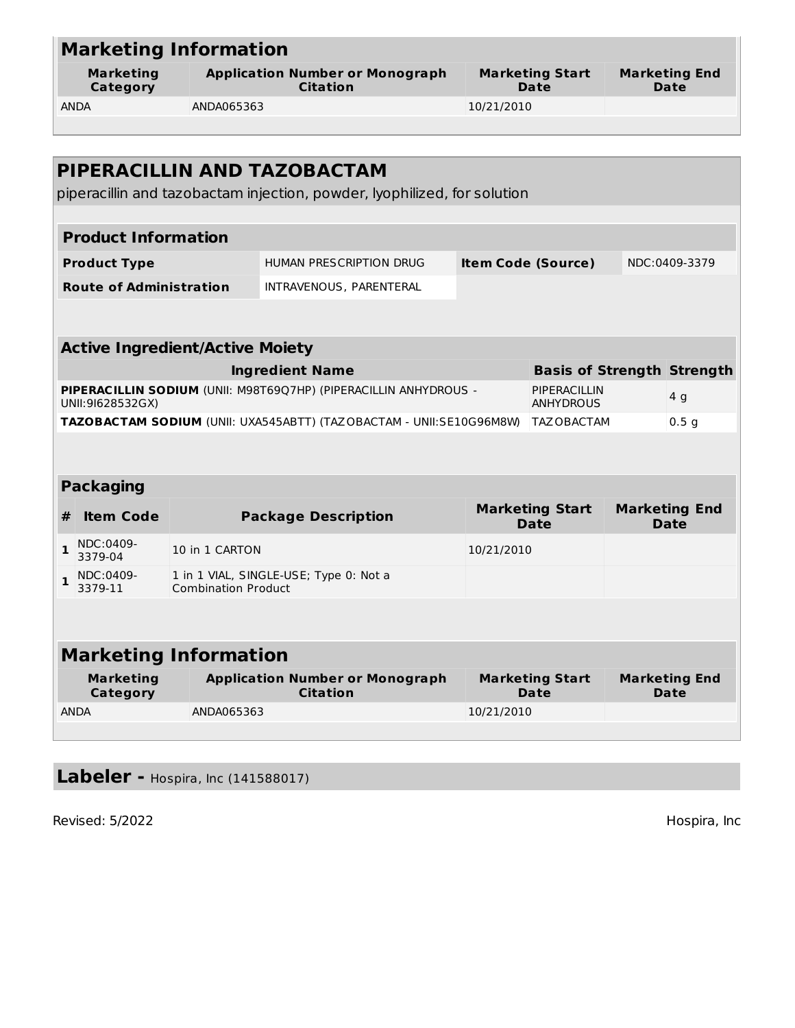## Marketing Information

| Marketing Category | Application Number or Monograph Citation | Marketing Start Date | Marketing End Date |
|---|---|---|---|
| ANDA | ANDA065363 | 10/21/2010 | |

# PIPERACILLIN AND TAZOBACTAM

piperacillin and tazobactam injection, powder, lyophilized, for solution

## Product Information

| | | | |
|---|---|---|---|
| **Product Type** | HUMAN PRESCRIPTION DRUG | **Item Code (Source)** | NDC:0409-3379 |
| **Route of Administration** | INTRAVENOUS, PARENTERAL | | |

## Active Ingredient/Active Moiety

| Ingredient Name | Basis of Strength | Strength |
|---|---|---|
| **PIPERACILLIN SODIUM** (UNII: M98T69Q7HP) (PIPERACILLIN ANHYDROUS - UNII:9I628532GX) | PIPERACILLIN ANHYDROUS | 4 g |
| **TAZOBACTAM SODIUM** (UNII: UXA545ABTT) (TAZOBACTAM - UNII:SE10G96M8W) | TAZOBACTAM | 0.5 g |

## Packaging

| # | Item Code | Package Description | Marketing Start Date | Marketing End Date |
|---|---|---|---|---|
| 1 | NDC:0409-3379-04 | 10 in 1 CARTON | 10/21/2010 | |
| 1 | NDC:0409-3379-11 | 1 in 1 VIAL, SINGLE-USE; Type 0: Not a Combination Product | | |

## Marketing Information

| Marketing Category | Application Number or Monograph Citation | Marketing Start Date | Marketing End Date |
|---|---|---|---|
| ANDA | ANDA065363 | 10/21/2010 | |

**Labeler -** Hospira, Inc (141588017)

Revised: 5/2022

Hospira, Inc